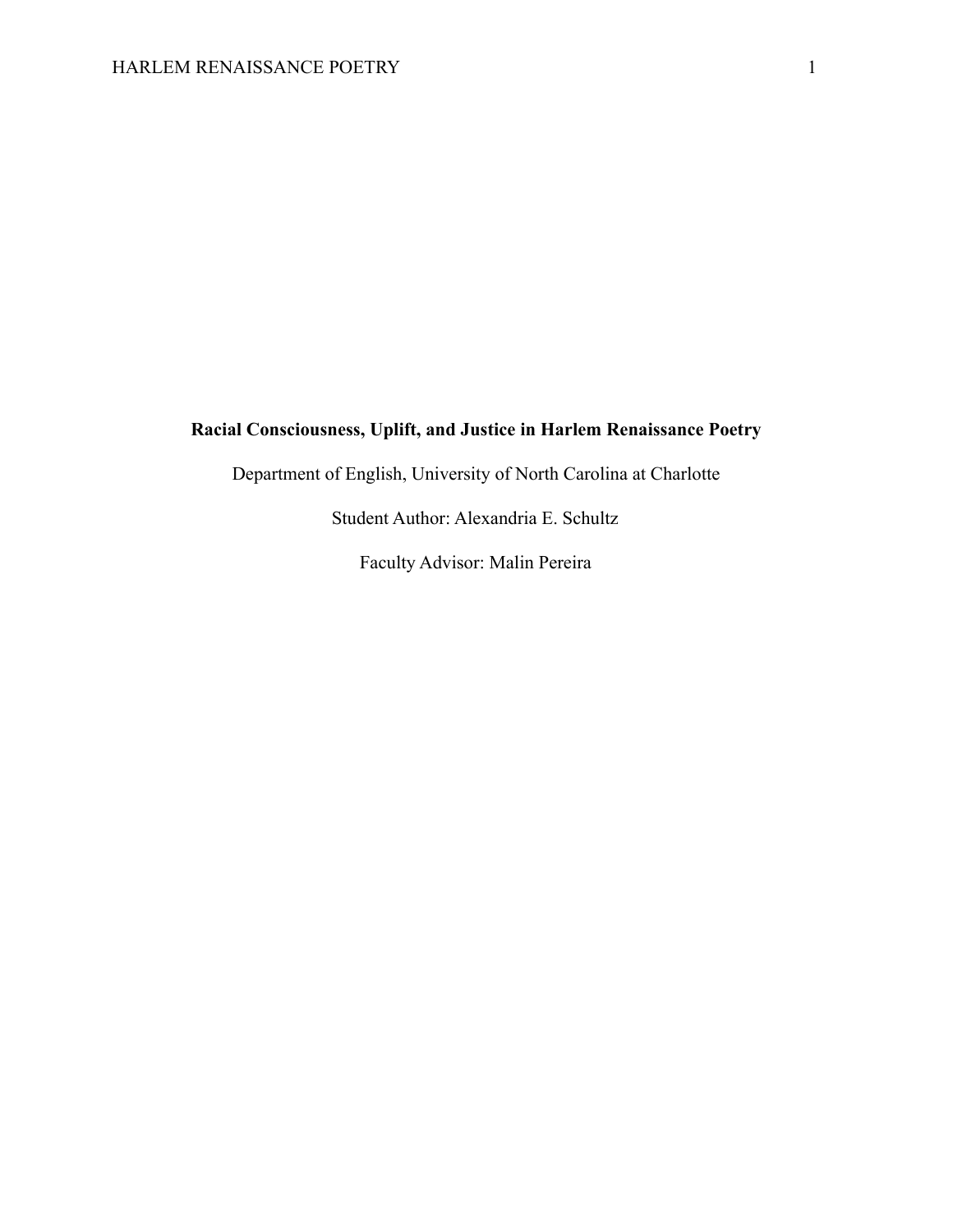# Racial Consciousness, Uplift, and Justice in Harlem Renaissance Poetry

Department of English, University of North Carolina at Charlotte

Student Author: Alexandria E. Schultz

Faculty Advisor: Malin Pereira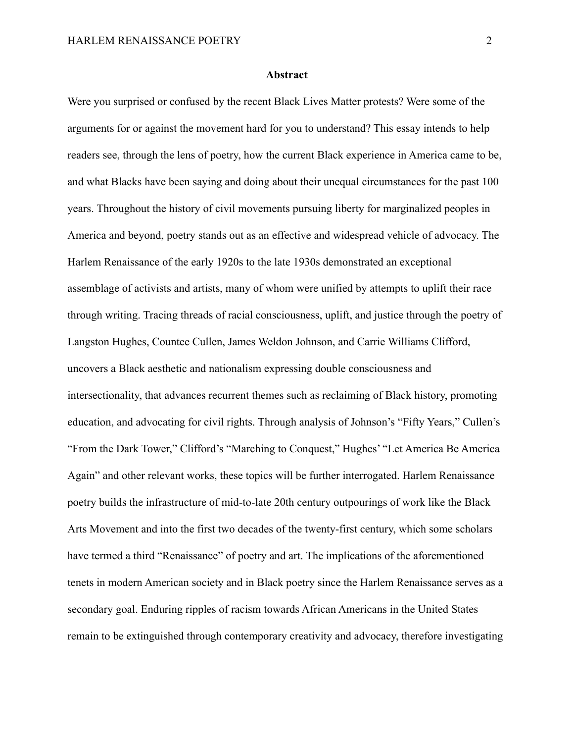## Abstract

Were you surprised or confused by the recent Black Lives Matter protests? Were some of the arguments for or against the movement hard for you to understand? This essay intends to help readers see, through the lens of poetry, how the current Black experience in America came to be, and what Blacks have been saying and doing about their unequal circumstances for the past 100 years. Throughout the history of civil movements pursuing liberty for marginalized peoples in America and beyond, poetry stands out as an effective and widespread vehicle of advocacy. The Harlem Renaissance of the early 1920s to the late 1930s demonstrated an exceptional assemblage of activists and artists, many of whom were unified by attempts to uplift their race through writing. Tracing threads of racial consciousness, uplift, and justice through the poetry of Langston Hughes, Countee Cullen, James Weldon Johnson, and Carrie Williams Clifford, uncovers a Black aesthetic and nationalism expressing double consciousness and intersectionality, that advances recurrent themes such as reclaiming of Black history, promoting education, and advocating for civil rights. Through analysis of Johnson's "Fifty Years," Cullen's "From the Dark Tower," Clifford's "Marching to Conquest," Hughes' "Let America Be America Again" and other relevant works, these topics will be further interrogated. Harlem Renaissance poetry builds the infrastructure of mid-to-late 20th century outpourings of work like the Black Arts Movement and into the first two decades of the twenty-first century, which some scholars have termed a third "Renaissance" of poetry and art. The implications of the aforementioned tenets in modern American society and in Black poetry since the Harlem Renaissance serves as a secondary goal. Enduring ripples of racism towards African Americans in the United States remain to be extinguished through contemporary creativity and advocacy, therefore investigating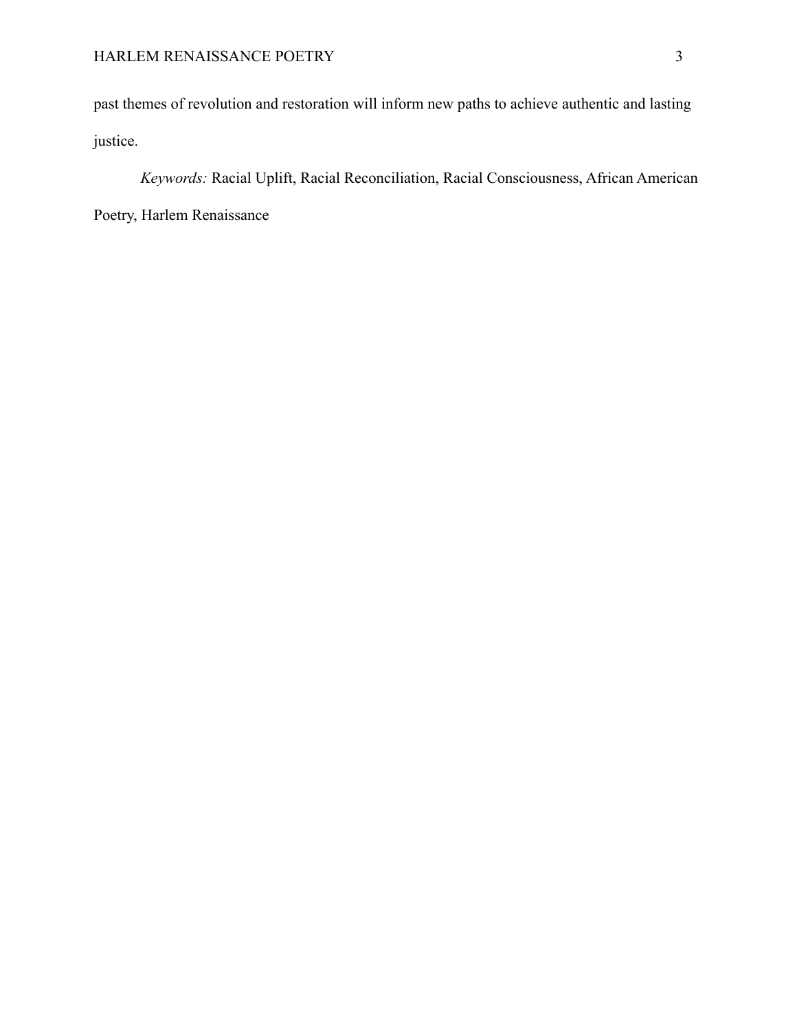past themes of revolution and restoration will inform new paths to achieve authentic and lasting justice.

*Keywords:* Racial Uplift, Racial Reconciliation, Racial Consciousness, African American Poetry, Harlem Renaissance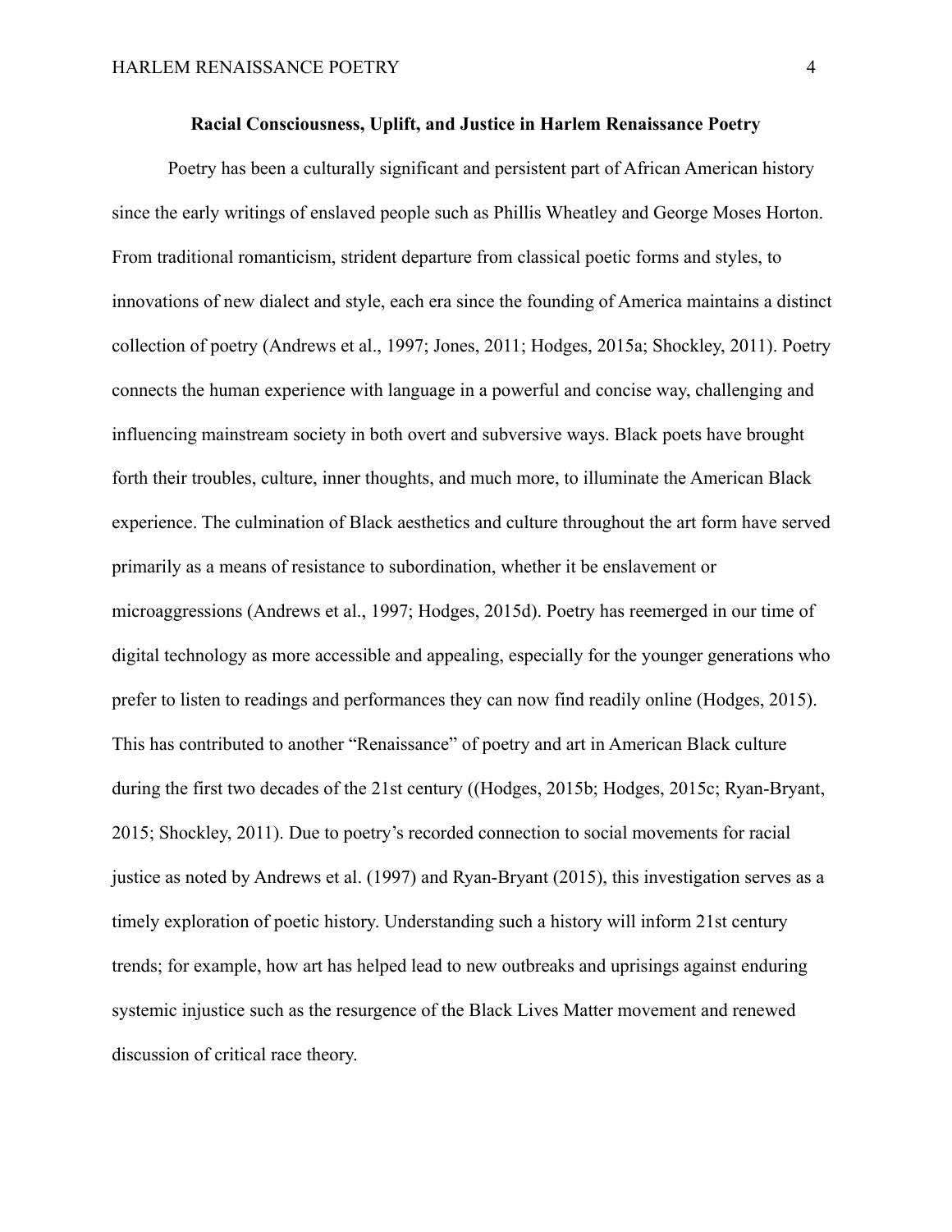**Racial Consciousness, Uplift, and Justice in Harlem Renaissance Poetry**

Poetry has been a culturally significant and persistent part of African American history since the early writings of enslaved people such as Phillis Wheatley and George Moses Horton. From traditional romanticism, strident departure from classical poetic forms and styles, to innovations of new dialect and style, each era since the founding of America maintains a distinct collection of poetry (Andrews et al., 1997; Jones, 2011; Hodges, 2015a; Shockley, 2011). Poetry connects the human experience with language in a powerful and concise way, challenging and influencing mainstream society in both overt and subversive ways. Black poets have brought forth their troubles, culture, inner thoughts, and much more, to illuminate the American Black experience. The culmination of Black aesthetics and culture throughout the art form have served primarily as a means of resistance to subordination, whether it be enslavement or microaggressions (Andrews et al., 1997; Hodges, 2015d). Poetry has reemerged in our time of digital technology as more accessible and appealing, especially for the younger generations who prefer to listen to readings and performances they can now find readily online (Hodges, 2015). This has contributed to another "Renaissance" of poetry and art in American Black culture during the first two decades of the 21st century ((Hodges, 2015b; Hodges, 2015c; Ryan-Bryant, 2015; Shockley, 2011). Due to poetry's recorded connection to social movements for racial justice as noted by Andrews et al. (1997) and Ryan-Bryant (2015), this investigation serves as a timely exploration of poetic history. Understanding such a history will inform 21st century trends; for example, how art has helped lead to new outbreaks and uprisings against enduring systemic injustice such as the resurgence of the Black Lives Matter movement and renewed discussion of critical race theory.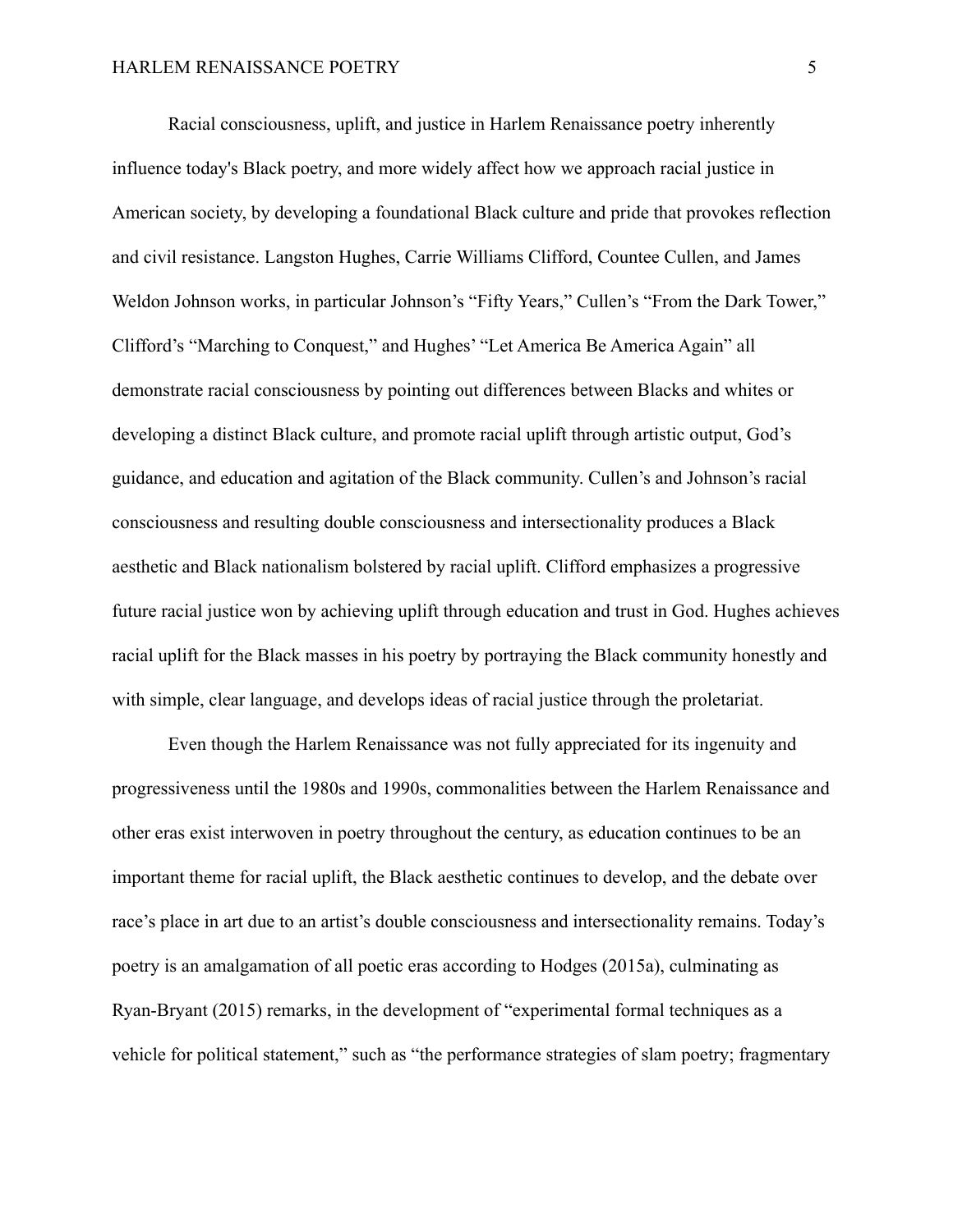Racial consciousness, uplift, and justice in Harlem Renaissance poetry inherently influence today's Black poetry, and more widely affect how we approach racial justice in American society, by developing a foundational Black culture and pride that provokes reflection and civil resistance. Langston Hughes, Carrie Williams Clifford, Countee Cullen, and James Weldon Johnson works, in particular Johnson's "Fifty Years," Cullen's "From the Dark Tower," Clifford's "Marching to Conquest," and Hughes' "Let America Be America Again" all demonstrate racial consciousness by pointing out differences between Blacks and whites or developing a distinct Black culture, and promote racial uplift through artistic output, God's guidance, and education and agitation of the Black community. Cullen's and Johnson's racial consciousness and resulting double consciousness and intersectionality produces a Black aesthetic and Black nationalism bolstered by racial uplift. Clifford emphasizes a progressive future racial justice won by achieving uplift through education and trust in God. Hughes achieves racial uplift for the Black masses in his poetry by portraying the Black community honestly and with simple, clear language, and develops ideas of racial justice through the proletariat.

Even though the Harlem Renaissance was not fully appreciated for its ingenuity and progressiveness until the 1980s and 1990s, commonalities between the Harlem Renaissance and other eras exist interwoven in poetry throughout the century, as education continues to be an important theme for racial uplift, the Black aesthetic continues to develop, and the debate over race's place in art due to an artist's double consciousness and intersectionality remains. Today's poetry is an amalgamation of all poetic eras according to Hodges (2015a), culminating as Ryan-Bryant (2015) remarks, in the development of "experimental formal techniques as a vehicle for political statement," such as "the performance strategies of slam poetry; fragmentary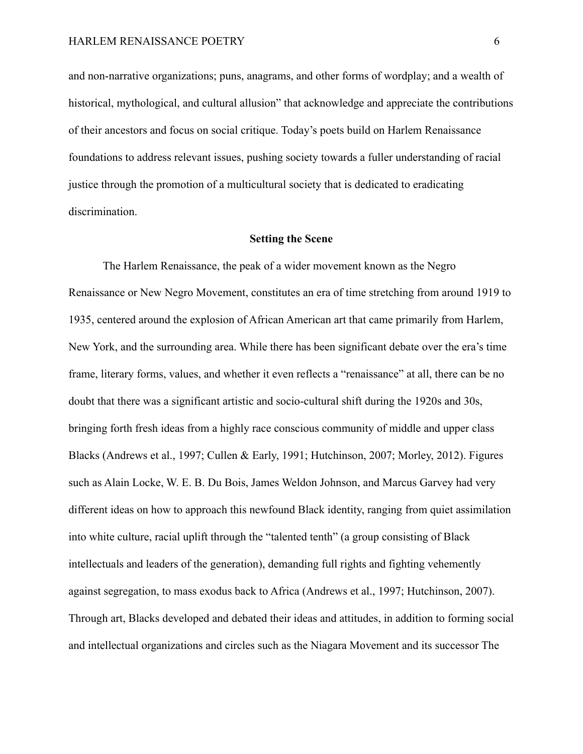and non-narrative organizations; puns, anagrams, and other forms of wordplay; and a wealth of historical, mythological, and cultural allusion" that acknowledge and appreciate the contributions of their ancestors and focus on social critique. Today's poets build on Harlem Renaissance foundations to address relevant issues, pushing society towards a fuller understanding of racial justice through the promotion of a multicultural society that is dedicated to eradicating discrimination.

## Setting the Scene

The Harlem Renaissance, the peak of a wider movement known as the Negro Renaissance or New Negro Movement, constitutes an era of time stretching from around 1919 to 1935, centered around the explosion of African American art that came primarily from Harlem, New York, and the surrounding area. While there has been significant debate over the era's time frame, literary forms, values, and whether it even reflects a "renaissance" at all, there can be no doubt that there was a significant artistic and socio-cultural shift during the 1920s and 30s, bringing forth fresh ideas from a highly race conscious community of middle and upper class Blacks (Andrews et al., 1997; Cullen & Early, 1991; Hutchinson, 2007; Morley, 2012). Figures such as Alain Locke, W. E. B. Du Bois, James Weldon Johnson, and Marcus Garvey had very different ideas on how to approach this newfound Black identity, ranging from quiet assimilation into white culture, racial uplift through the "talented tenth" (a group consisting of Black intellectuals and leaders of the generation), demanding full rights and fighting vehemently against segregation, to mass exodus back to Africa (Andrews et al., 1997; Hutchinson, 2007). Through art, Blacks developed and debated their ideas and attitudes, in addition to forming social and intellectual organizations and circles such as the Niagara Movement and its successor The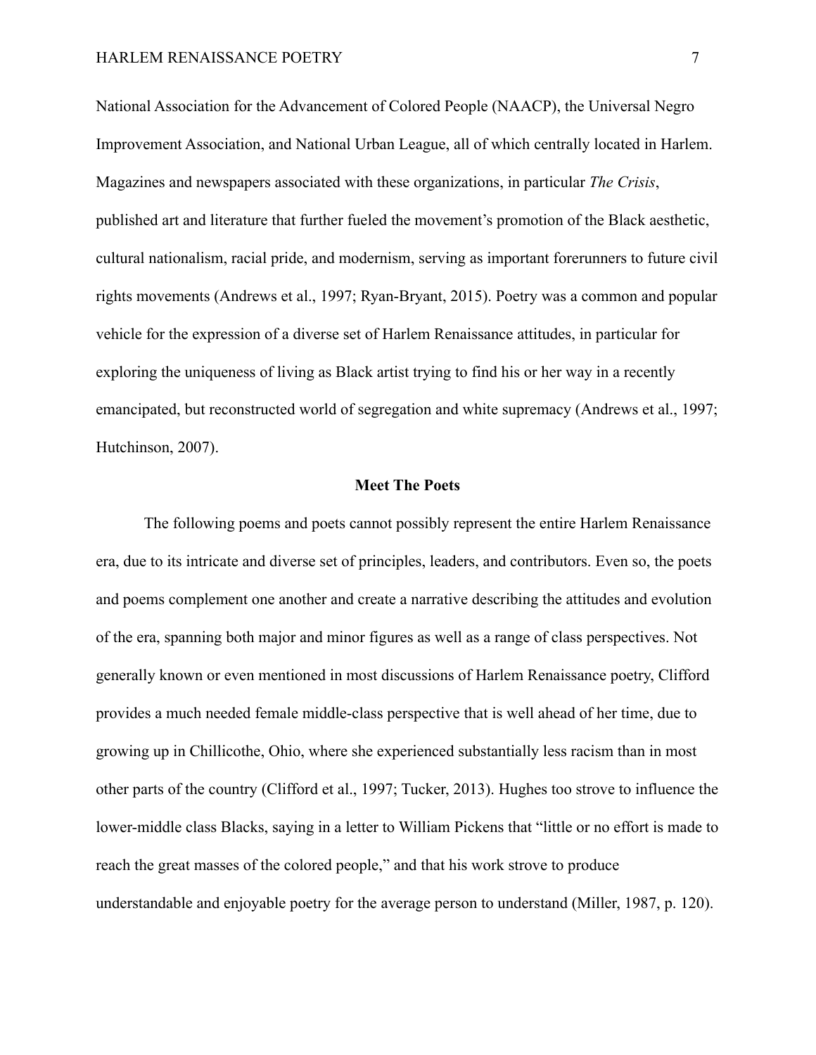National Association for the Advancement of Colored People (NAACP), the Universal Negro Improvement Association, and National Urban League, all of which centrally located in Harlem. Magazines and newspapers associated with these organizations, in particular *The Crisis*, published art and literature that further fueled the movement's promotion of the Black aesthetic, cultural nationalism, racial pride, and modernism, serving as important forerunners to future civil rights movements (Andrews et al., 1997; Ryan-Bryant, 2015). Poetry was a common and popular vehicle for the expression of a diverse set of Harlem Renaissance attitudes, in particular for exploring the uniqueness of living as Black artist trying to find his or her way in a recently emancipated, but reconstructed world of segregation and white supremacy (Andrews et al., 1997; Hutchinson, 2007).

## Meet The Poets

The following poems and poets cannot possibly represent the entire Harlem Renaissance era, due to its intricate and diverse set of principles, leaders, and contributors. Even so, the poets and poems complement one another and create a narrative describing the attitudes and evolution of the era, spanning both major and minor figures as well as a range of class perspectives. Not generally known or even mentioned in most discussions of Harlem Renaissance poetry, Clifford provides a much needed female middle-class perspective that is well ahead of her time, due to growing up in Chillicothe, Ohio, where she experienced substantially less racism than in most other parts of the country (Clifford et al., 1997; Tucker, 2013). Hughes too strove to influence the lower-middle class Blacks, saying in a letter to William Pickens that "little or no effort is made to reach the great masses of the colored people," and that his work strove to produce understandable and enjoyable poetry for the average person to understand (Miller, 1987, p. 120).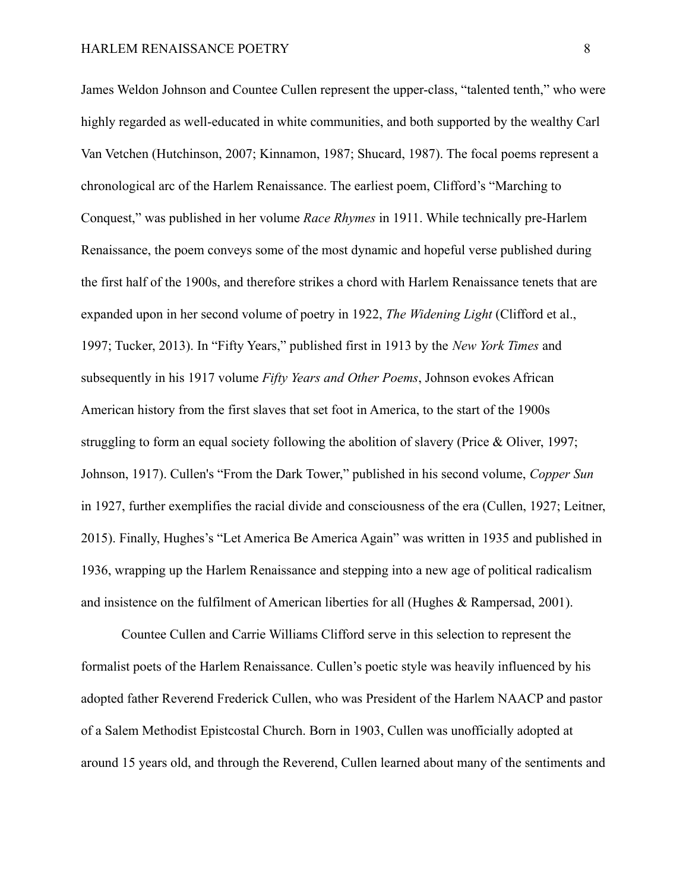James Weldon Johnson and Countee Cullen represent the upper-class, "talented tenth," who were highly regarded as well-educated in white communities, and both supported by the wealthy Carl Van Vetchen (Hutchinson, 2007; Kinnamon, 1987; Shucard, 1987). The focal poems represent a chronological arc of the Harlem Renaissance. The earliest poem, Clifford's "Marching to Conquest," was published in her volume *Race Rhymes* in 1911. While technically pre-Harlem Renaissance, the poem conveys some of the most dynamic and hopeful verse published during the first half of the 1900s, and therefore strikes a chord with Harlem Renaissance tenets that are expanded upon in her second volume of poetry in 1922, *The Widening Light* (Clifford et al., 1997; Tucker, 2013). In "Fifty Years," published first in 1913 by the *New York Times* and subsequently in his 1917 volume *Fifty Years and Other Poems*, Johnson evokes African American history from the first slaves that set foot in America, to the start of the 1900s struggling to form an equal society following the abolition of slavery (Price & Oliver, 1997; Johnson, 1917). Cullen's "From the Dark Tower," published in his second volume, *Copper Sun* in 1927, further exemplifies the racial divide and consciousness of the era (Cullen, 1927; Leitner, 2015). Finally, Hughes's "Let America Be America Again" was written in 1935 and published in 1936, wrapping up the Harlem Renaissance and stepping into a new age of political radicalism and insistence on the fulfilment of American liberties for all (Hughes & Rampersad, 2001).

Countee Cullen and Carrie Williams Clifford serve in this selection to represent the formalist poets of the Harlem Renaissance. Cullen's poetic style was heavily influenced by his adopted father Reverend Frederick Cullen, who was President of the Harlem NAACP and pastor of a Salem Methodist Epistcostal Church. Born in 1903, Cullen was unofficially adopted at around 15 years old, and through the Reverend, Cullen learned about many of the sentiments and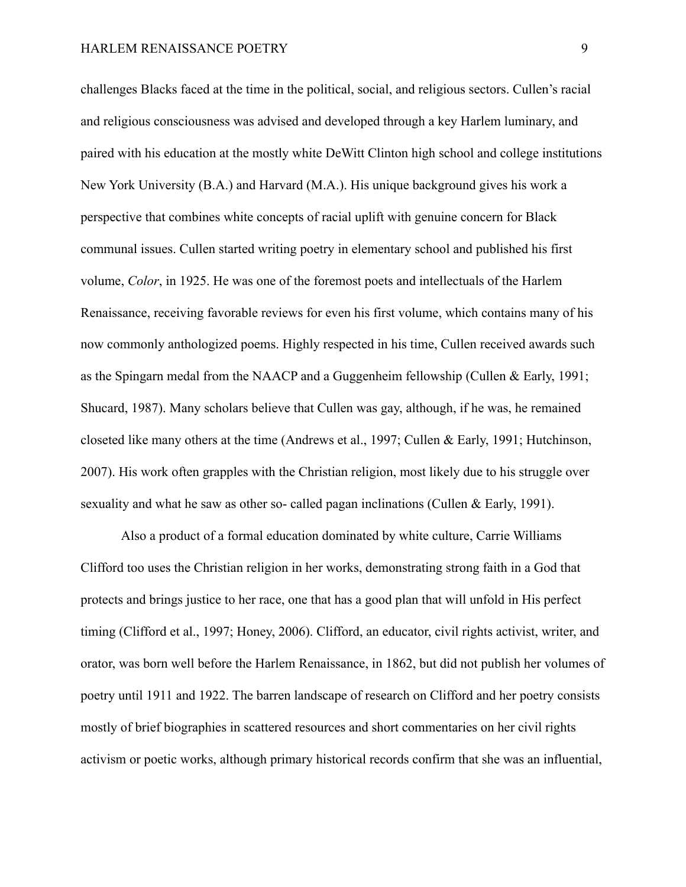challenges Blacks faced at the time in the political, social, and religious sectors. Cullen's racial and religious consciousness was advised and developed through a key Harlem luminary, and paired with his education at the mostly white DeWitt Clinton high school and college institutions New York University (B.A.) and Harvard (M.A.). His unique background gives his work a perspective that combines white concepts of racial uplift with genuine concern for Black communal issues. Cullen started writing poetry in elementary school and published his first volume, *Color*, in 1925. He was one of the foremost poets and intellectuals of the Harlem Renaissance, receiving favorable reviews for even his first volume, which contains many of his now commonly anthologized poems. Highly respected in his time, Cullen received awards such as the Spingarn medal from the NAACP and a Guggenheim fellowship (Cullen & Early, 1991; Shucard, 1987). Many scholars believe that Cullen was gay, although, if he was, he remained closeted like many others at the time (Andrews et al., 1997; Cullen & Early, 1991; Hutchinson, 2007). His work often grapples with the Christian religion, most likely due to his struggle over sexuality and what he saw as other so- called pagan inclinations (Cullen & Early, 1991).

Also a product of a formal education dominated by white culture, Carrie Williams Clifford too uses the Christian religion in her works, demonstrating strong faith in a God that protects and brings justice to her race, one that has a good plan that will unfold in His perfect timing (Clifford et al., 1997; Honey, 2006). Clifford, an educator, civil rights activist, writer, and orator, was born well before the Harlem Renaissance, in 1862, but did not publish her volumes of poetry until 1911 and 1922. The barren landscape of research on Clifford and her poetry consists mostly of brief biographies in scattered resources and short commentaries on her civil rights activism or poetic works, although primary historical records confirm that she was an influential,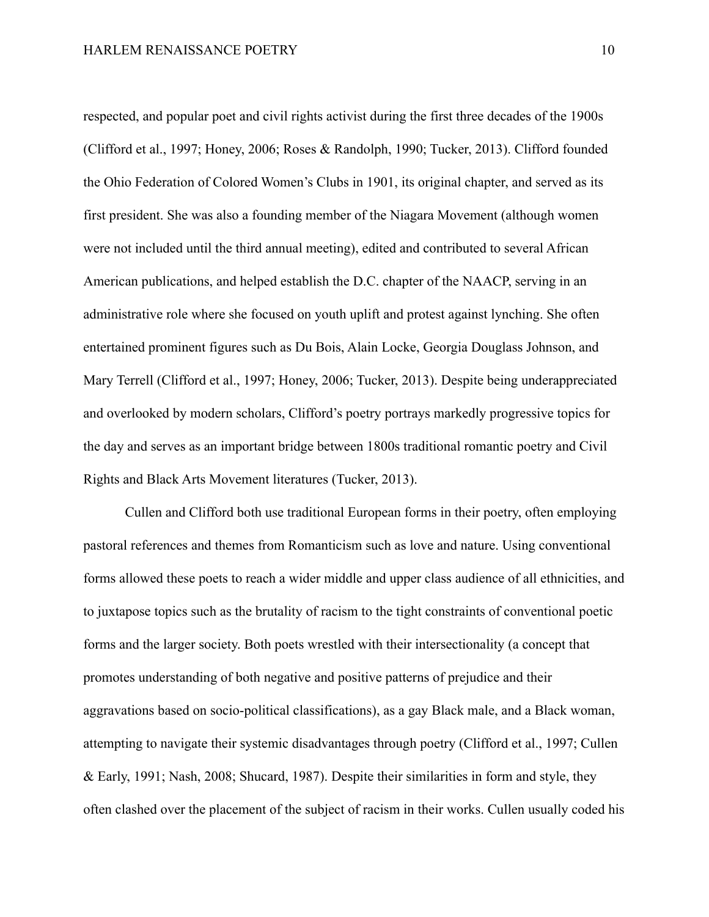respected, and popular poet and civil rights activist during the first three decades of the 1900s (Clifford et al., 1997; Honey, 2006; Roses & Randolph, 1990; Tucker, 2013). Clifford founded the Ohio Federation of Colored Women's Clubs in 1901, its original chapter, and served as its first president. She was also a founding member of the Niagara Movement (although women were not included until the third annual meeting), edited and contributed to several African American publications, and helped establish the D.C. chapter of the NAACP, serving in an administrative role where she focused on youth uplift and protest against lynching. She often entertained prominent figures such as Du Bois, Alain Locke, Georgia Douglass Johnson, and Mary Terrell (Clifford et al., 1997; Honey, 2006; Tucker, 2013). Despite being underappreciated and overlooked by modern scholars, Clifford's poetry portrays markedly progressive topics for the day and serves as an important bridge between 1800s traditional romantic poetry and Civil Rights and Black Arts Movement literatures (Tucker, 2013).

Cullen and Clifford both use traditional European forms in their poetry, often employing pastoral references and themes from Romanticism such as love and nature. Using conventional forms allowed these poets to reach a wider middle and upper class audience of all ethnicities, and to juxtapose topics such as the brutality of racism to the tight constraints of conventional poetic forms and the larger society. Both poets wrestled with their intersectionality (a concept that promotes understanding of both negative and positive patterns of prejudice and their aggravations based on socio-political classifications), as a gay Black male, and a Black woman, attempting to navigate their systemic disadvantages through poetry (Clifford et al., 1997; Cullen & Early, 1991; Nash, 2008; Shucard, 1987). Despite their similarities in form and style, they often clashed over the placement of the subject of racism in their works. Cullen usually coded his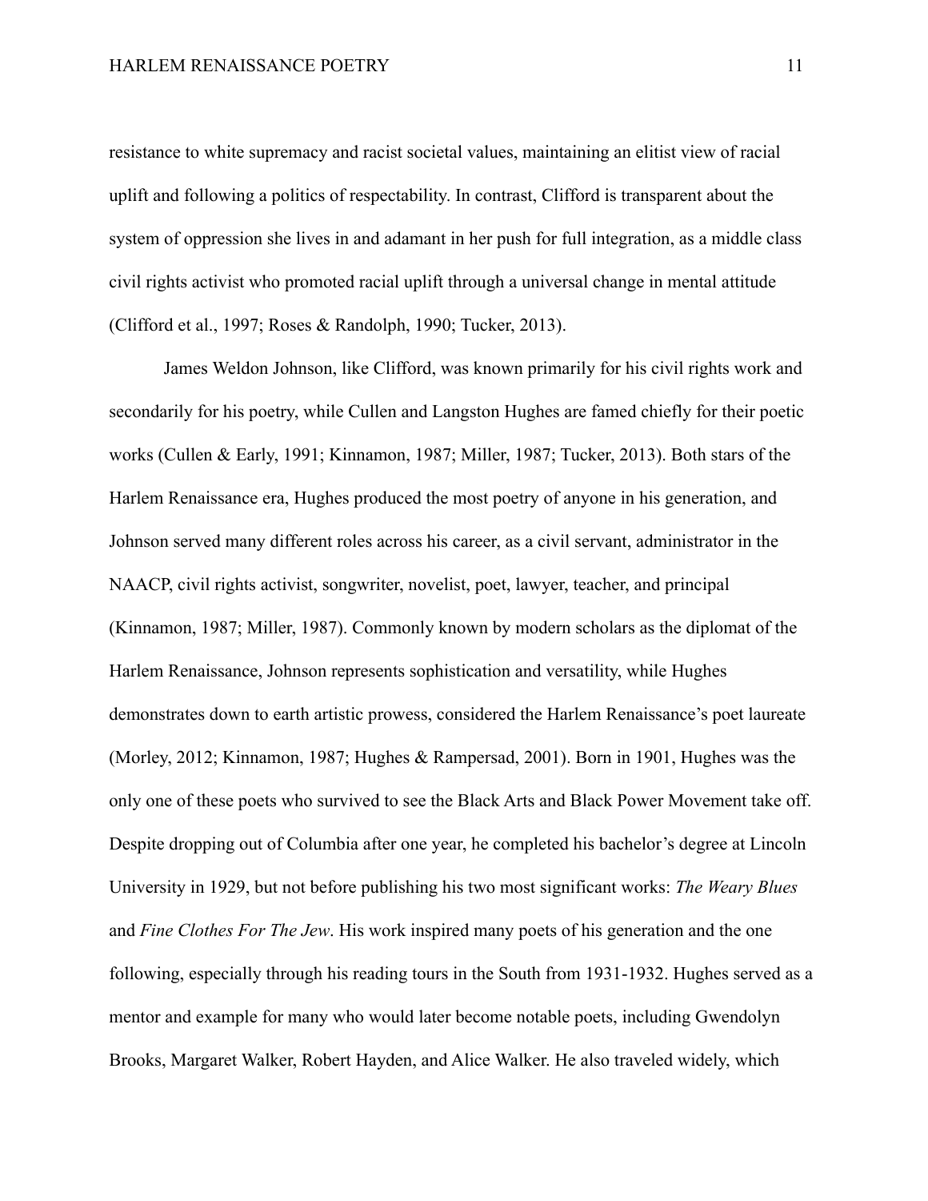resistance to white supremacy and racist societal values, maintaining an elitist view of racial uplift and following a politics of respectability. In contrast, Clifford is transparent about the system of oppression she lives in and adamant in her push for full integration, as a middle class civil rights activist who promoted racial uplift through a universal change in mental attitude (Clifford et al., 1997; Roses & Randolph, 1990; Tucker, 2013).

James Weldon Johnson, like Clifford, was known primarily for his civil rights work and secondarily for his poetry, while Cullen and Langston Hughes are famed chiefly for their poetic works (Cullen & Early, 1991; Kinnamon, 1987; Miller, 1987; Tucker, 2013). Both stars of the Harlem Renaissance era, Hughes produced the most poetry of anyone in his generation, and Johnson served many different roles across his career, as a civil servant, administrator in the NAACP, civil rights activist, songwriter, novelist, poet, lawyer, teacher, and principal (Kinnamon, 1987; Miller, 1987). Commonly known by modern scholars as the diplomat of the Harlem Renaissance, Johnson represents sophistication and versatility, while Hughes demonstrates down to earth artistic prowess, considered the Harlem Renaissance's poet laureate (Morley, 2012; Kinnamon, 1987; Hughes & Rampersad, 2001). Born in 1901, Hughes was the only one of these poets who survived to see the Black Arts and Black Power Movement take off. Despite dropping out of Columbia after one year, he completed his bachelor's degree at Lincoln University in 1929, but not before publishing his two most significant works: *The Weary Blues* and *Fine Clothes For The Jew*. His work inspired many poets of his generation and the one following, especially through his reading tours in the South from 1931-1932. Hughes served as a mentor and example for many who would later become notable poets, including Gwendolyn Brooks, Margaret Walker, Robert Hayden, and Alice Walker. He also traveled widely, which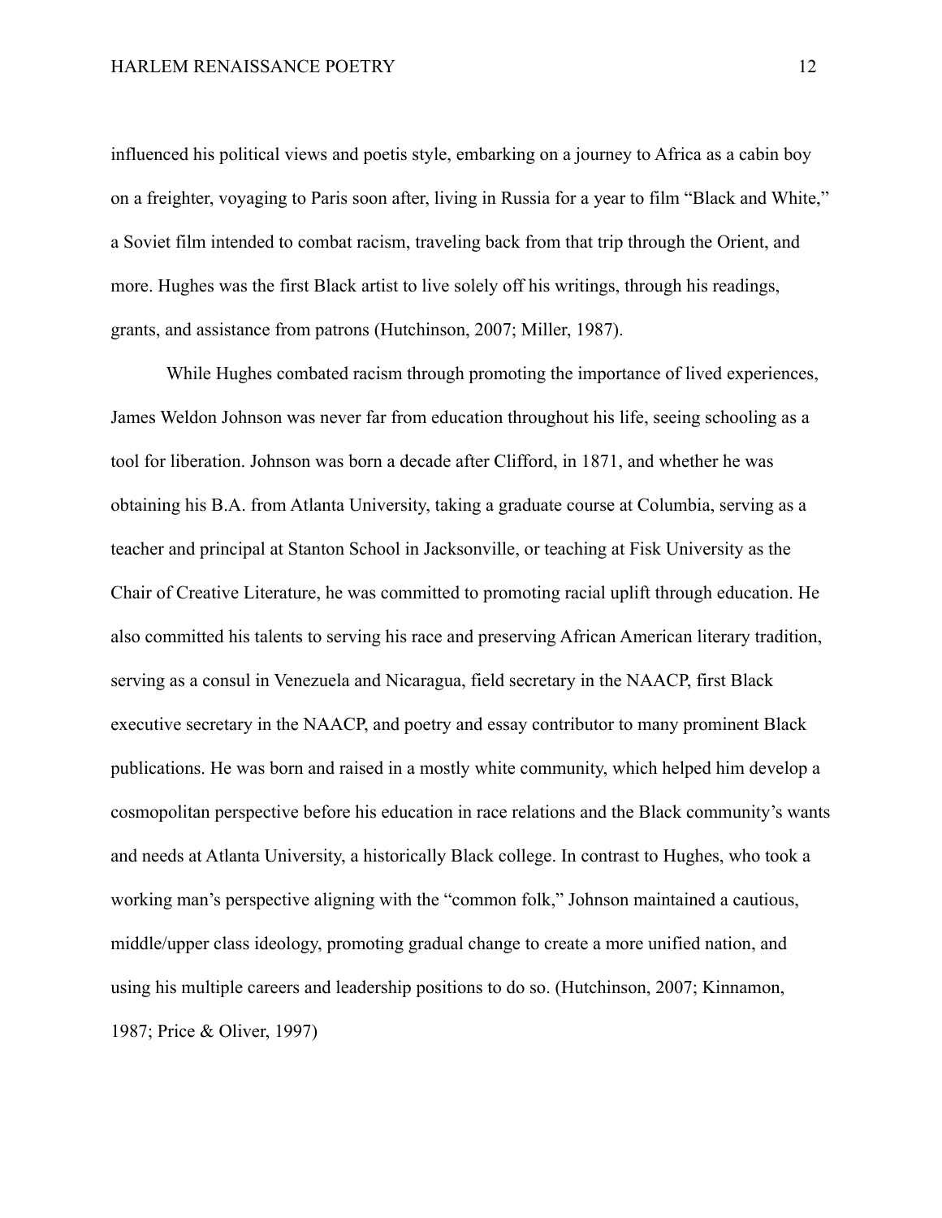influenced his political views and poetis style, embarking on a journey to Africa as a cabin boy on a freighter, voyaging to Paris soon after, living in Russia for a year to film “Black and White,” a Soviet film intended to combat racism, traveling back from that trip through the Orient, and more. Hughes was the first Black artist to live solely off his writings, through his readings, grants, and assistance from patrons (Hutchinson, 2007; Miller, 1987).

While Hughes combated racism through promoting the importance of lived experiences, James Weldon Johnson was never far from education throughout his life, seeing schooling as a tool for liberation. Johnson was born a decade after Clifford, in 1871, and whether he was obtaining his B.A. from Atlanta University, taking a graduate course at Columbia, serving as a teacher and principal at Stanton School in Jacksonville, or teaching at Fisk University as the Chair of Creative Literature, he was committed to promoting racial uplift through education. He also committed his talents to serving his race and preserving African American literary tradition, serving as a consul in Venezuela and Nicaragua, field secretary in the NAACP, first Black executive secretary in the NAACP, and poetry and essay contributor to many prominent Black publications. He was born and raised in a mostly white community, which helped him develop a cosmopolitan perspective before his education in race relations and the Black community’s wants and needs at Atlanta University, a historically Black college. In contrast to Hughes, who took a working man’s perspective aligning with the “common folk,” Johnson maintained a cautious, middle/upper class ideology, promoting gradual change to create a more unified nation, and using his multiple careers and leadership positions to do so. (Hutchinson, 2007; Kinnamon, 1987; Price & Oliver, 1997)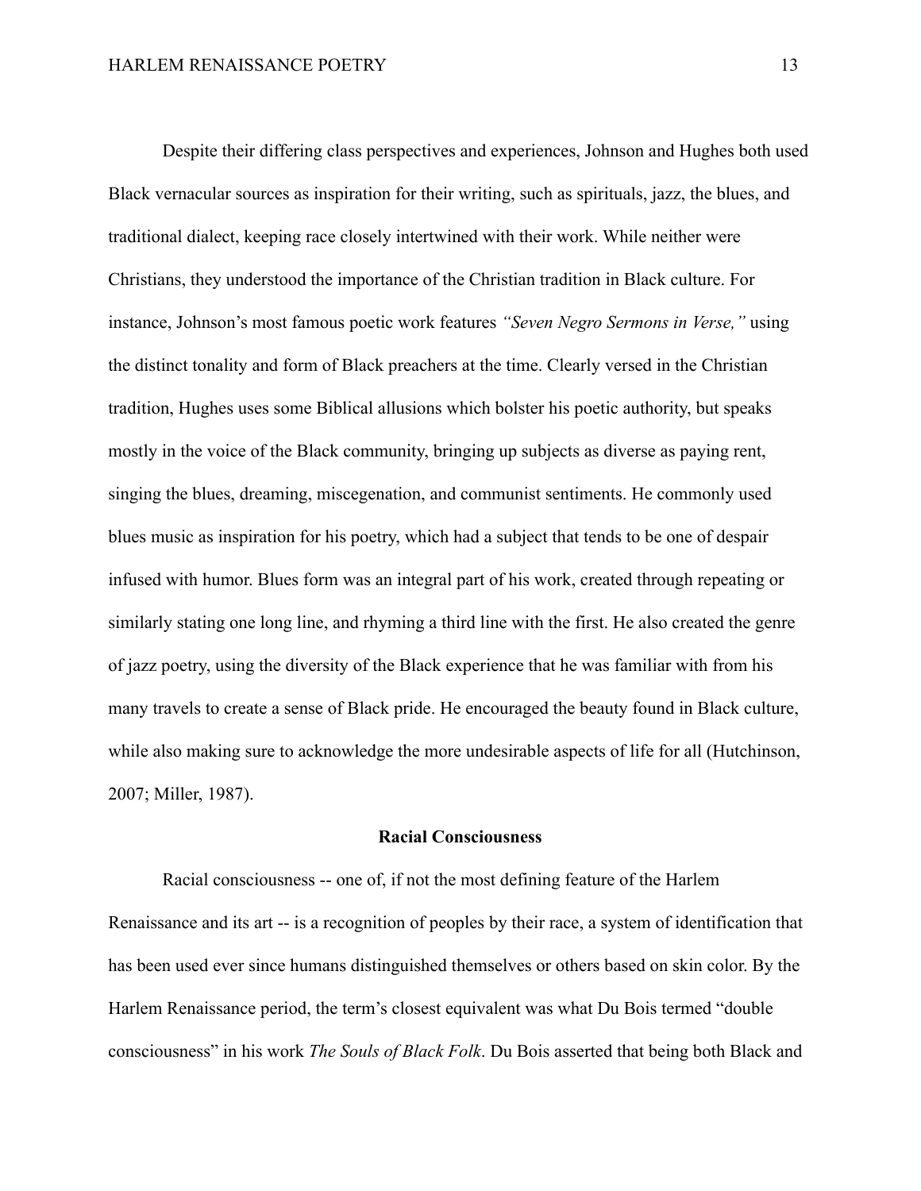Despite their differing class perspectives and experiences, Johnson and Hughes both used Black vernacular sources as inspiration for their writing, such as spirituals, jazz, the blues, and traditional dialect, keeping race closely intertwined with their work. While neither were Christians, they understood the importance of the Christian tradition in Black culture. For instance, Johnson's most famous poetic work features *"Seven Negro Sermons in Verse,"* using the distinct tonality and form of Black preachers at the time. Clearly versed in the Christian tradition, Hughes uses some Biblical allusions which bolster his poetic authority, but speaks mostly in the voice of the Black community, bringing up subjects as diverse as paying rent, singing the blues, dreaming, miscegenation, and communist sentiments. He commonly used blues music as inspiration for his poetry, which had a subject that tends to be one of despair infused with humor. Blues form was an integral part of his work, created through repeating or similarly stating one long line, and rhyming a third line with the first. He also created the genre of jazz poetry, using the diversity of the Black experience that he was familiar with from his many travels to create a sense of Black pride. He encouraged the beauty found in Black culture, while also making sure to acknowledge the more undesirable aspects of life for all (Hutchinson, 2007; Miller, 1987).

**Racial Consciousness**

Racial consciousness -- one of, if not the most defining feature of the Harlem Renaissance and its art -- is a recognition of peoples by their race, a system of identification that has been used ever since humans distinguished themselves or others based on skin color. By the Harlem Renaissance period, the term's closest equivalent was what Du Bois termed "double consciousness" in his work *The Souls of Black Folk*. Du Bois asserted that being both Black and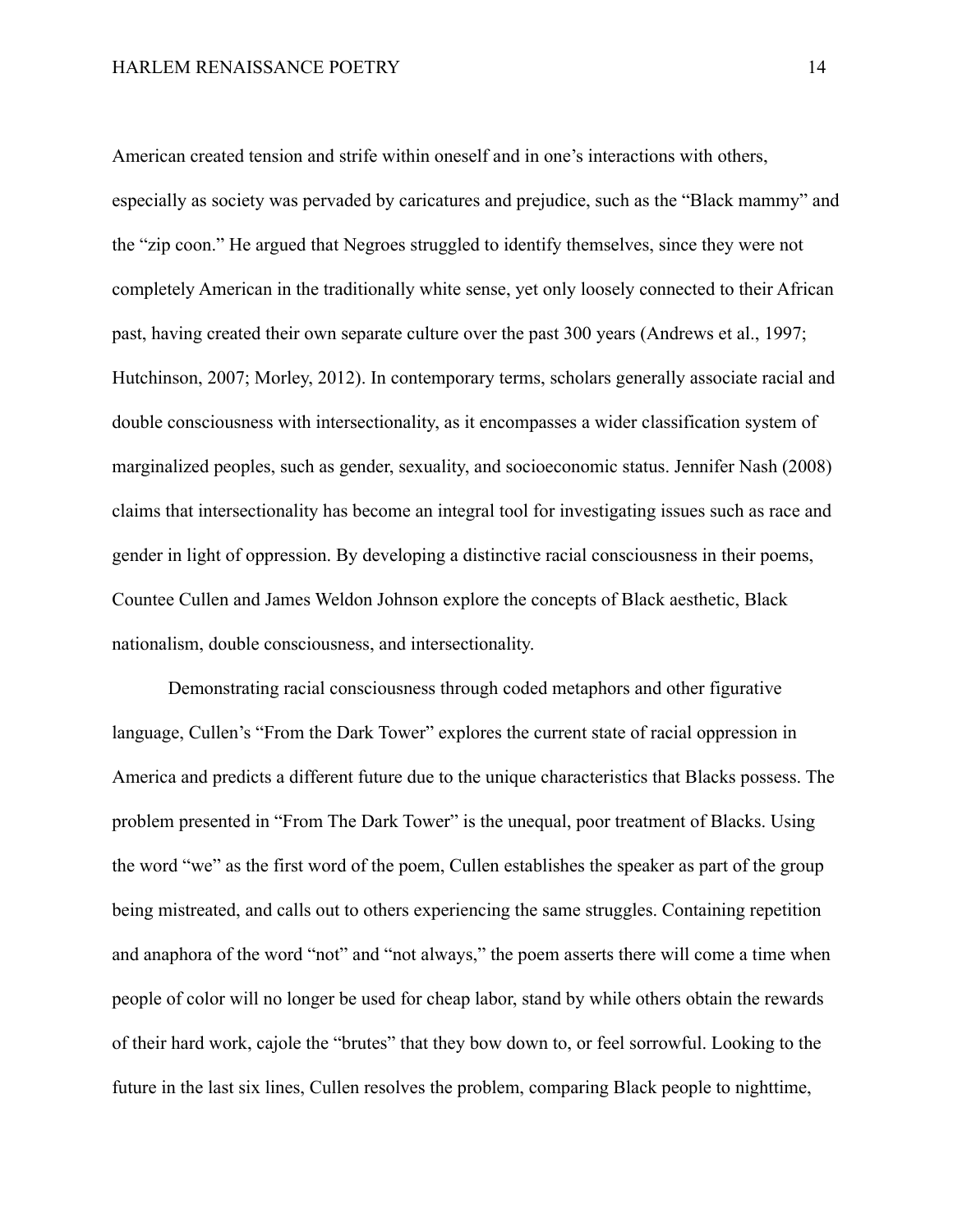American created tension and strife within oneself and in one's interactions with others, especially as society was pervaded by caricatures and prejudice, such as the "Black mammy" and the "zip coon." He argued that Negroes struggled to identify themselves, since they were not completely American in the traditionally white sense, yet only loosely connected to their African past, having created their own separate culture over the past 300 years (Andrews et al., 1997; Hutchinson, 2007; Morley, 2012). In contemporary terms, scholars generally associate racial and double consciousness with intersectionality, as it encompasses a wider classification system of marginalized peoples, such as gender, sexuality, and socioeconomic status. Jennifer Nash (2008) claims that intersectionality has become an integral tool for investigating issues such as race and gender in light of oppression. By developing a distinctive racial consciousness in their poems, Countee Cullen and James Weldon Johnson explore the concepts of Black aesthetic, Black nationalism, double consciousness, and intersectionality.

Demonstrating racial consciousness through coded metaphors and other figurative language, Cullen's "From the Dark Tower" explores the current state of racial oppression in America and predicts a different future due to the unique characteristics that Blacks possess. The problem presented in "From The Dark Tower" is the unequal, poor treatment of Blacks. Using the word "we" as the first word of the poem, Cullen establishes the speaker as part of the group being mistreated, and calls out to others experiencing the same struggles. Containing repetition and anaphora of the word "not" and "not always," the poem asserts there will come a time when people of color will no longer be used for cheap labor, stand by while others obtain the rewards of their hard work, cajole the "brutes" that they bow down to, or feel sorrowful. Looking to the future in the last six lines, Cullen resolves the problem, comparing Black people to nighttime,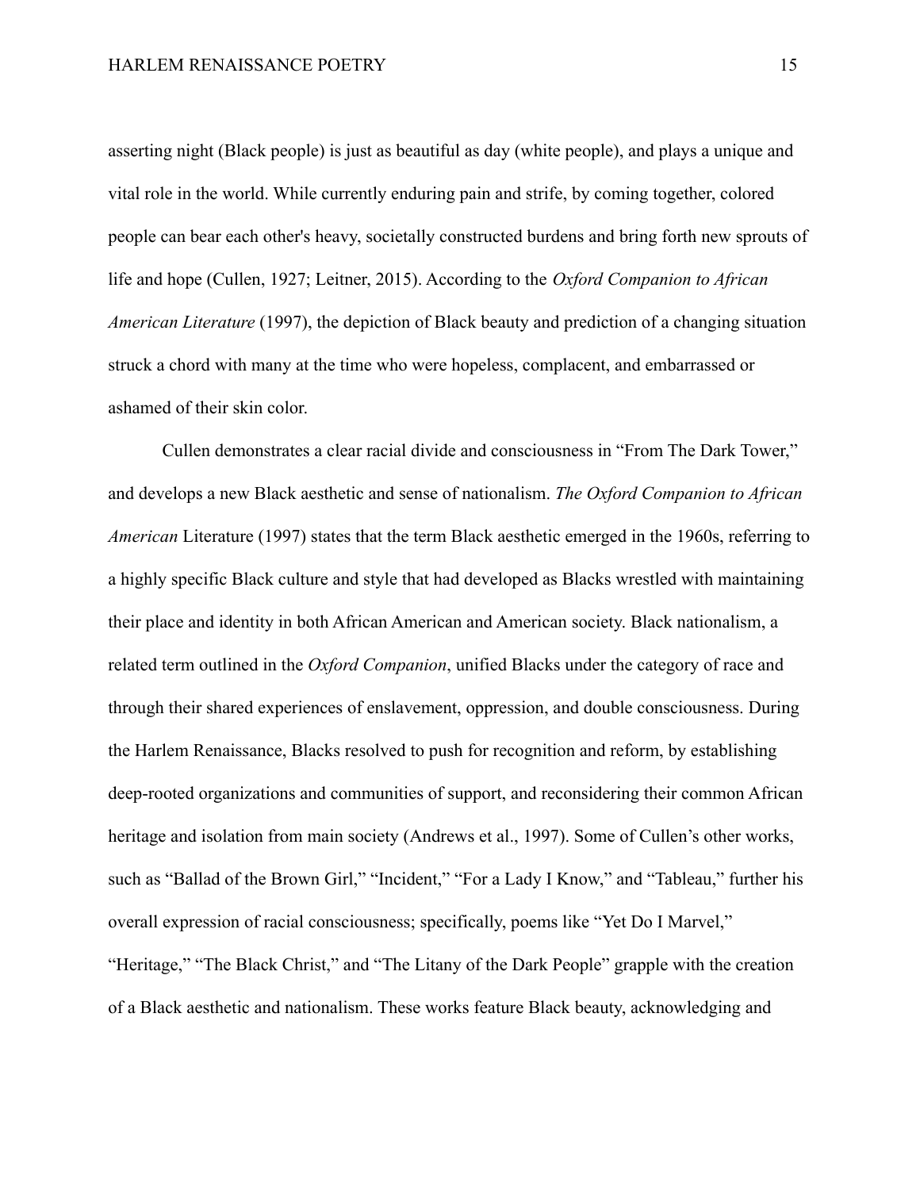asserting night (Black people) is just as beautiful as day (white people), and plays a unique and vital role in the world. While currently enduring pain and strife, by coming together, colored people can bear each other's heavy, societally constructed burdens and bring forth new sprouts of life and hope (Cullen, 1927; Leitner, 2015). According to the *Oxford Companion to African American Literature* (1997), the depiction of Black beauty and prediction of a changing situation struck a chord with many at the time who were hopeless, complacent, and embarrassed or ashamed of their skin color.

Cullen demonstrates a clear racial divide and consciousness in "From The Dark Tower," and develops a new Black aesthetic and sense of nationalism. *The Oxford Companion to African American* Literature (1997) states that the term Black aesthetic emerged in the 1960s, referring to a highly specific Black culture and style that had developed as Blacks wrestled with maintaining their place and identity in both African American and American society. Black nationalism, a related term outlined in the *Oxford Companion*, unified Blacks under the category of race and through their shared experiences of enslavement, oppression, and double consciousness. During the Harlem Renaissance, Blacks resolved to push for recognition and reform, by establishing deep-rooted organizations and communities of support, and reconsidering their common African heritage and isolation from main society (Andrews et al., 1997). Some of Cullen's other works, such as "Ballad of the Brown Girl," "Incident," "For a Lady I Know," and "Tableau," further his overall expression of racial consciousness; specifically, poems like "Yet Do I Marvel," "Heritage," "The Black Christ," and "The Litany of the Dark People" grapple with the creation of a Black aesthetic and nationalism. These works feature Black beauty, acknowledging and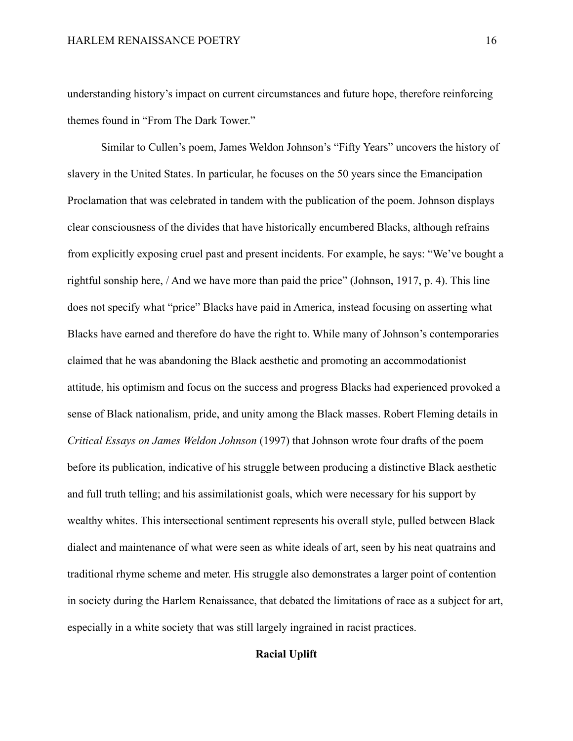understanding history's impact on current circumstances and future hope, therefore reinforcing themes found in "From The Dark Tower."

Similar to Cullen's poem, James Weldon Johnson's "Fifty Years" uncovers the history of slavery in the United States. In particular, he focuses on the 50 years since the Emancipation Proclamation that was celebrated in tandem with the publication of the poem. Johnson displays clear consciousness of the divides that have historically encumbered Blacks, although refrains from explicitly exposing cruel past and present incidents. For example, he says: "We've bought a rightful sonship here, / And we have more than paid the price" (Johnson, 1917, p. 4). This line does not specify what "price" Blacks have paid in America, instead focusing on asserting what Blacks have earned and therefore do have the right to. While many of Johnson's contemporaries claimed that he was abandoning the Black aesthetic and promoting an accommodationist attitude, his optimism and focus on the success and progress Blacks had experienced provoked a sense of Black nationalism, pride, and unity among the Black masses. Robert Fleming details in *Critical Essays on James Weldon Johnson* (1997) that Johnson wrote four drafts of the poem before its publication, indicative of his struggle between producing a distinctive Black aesthetic and full truth telling; and his assimilationist goals, which were necessary for his support by wealthy whites. This intersectional sentiment represents his overall style, pulled between Black dialect and maintenance of what were seen as white ideals of art, seen by his neat quatrains and traditional rhyme scheme and meter. His struggle also demonstrates a larger point of contention in society during the Harlem Renaissance, that debated the limitations of race as a subject for art, especially in a white society that was still largely ingrained in racist practices.

## Racial Uplift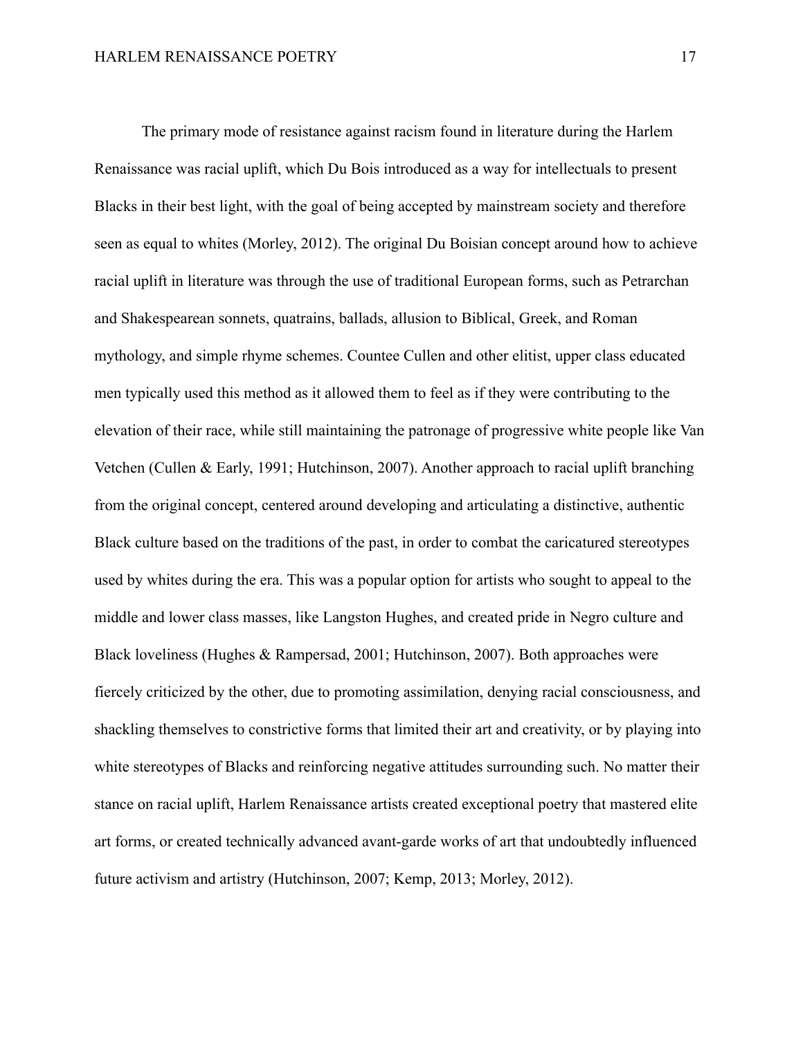The primary mode of resistance against racism found in literature during the Harlem Renaissance was racial uplift, which Du Bois introduced as a way for intellectuals to present Blacks in their best light, with the goal of being accepted by mainstream society and therefore seen as equal to whites (Morley, 2012). The original Du Boisian concept around how to achieve racial uplift in literature was through the use of traditional European forms, such as Petrarchan and Shakespearean sonnets, quatrains, ballads, allusion to Biblical, Greek, and Roman mythology, and simple rhyme schemes. Countee Cullen and other elitist, upper class educated men typically used this method as it allowed them to feel as if they were contributing to the elevation of their race, while still maintaining the patronage of progressive white people like Van Vetchen (Cullen & Early, 1991; Hutchinson, 2007). Another approach to racial uplift branching from the original concept, centered around developing and articulating a distinctive, authentic Black culture based on the traditions of the past, in order to combat the caricatured stereotypes used by whites during the era. This was a popular option for artists who sought to appeal to the middle and lower class masses, like Langston Hughes, and created pride in Negro culture and Black loveliness (Hughes & Rampersad, 2001; Hutchinson, 2007). Both approaches were fiercely criticized by the other, due to promoting assimilation, denying racial consciousness, and shackling themselves to constrictive forms that limited their art and creativity, or by playing into white stereotypes of Blacks and reinforcing negative attitudes surrounding such. No matter their stance on racial uplift, Harlem Renaissance artists created exceptional poetry that mastered elite art forms, or created technically advanced avant-garde works of art that undoubtedly influenced future activism and artistry (Hutchinson, 2007; Kemp, 2013; Morley, 2012).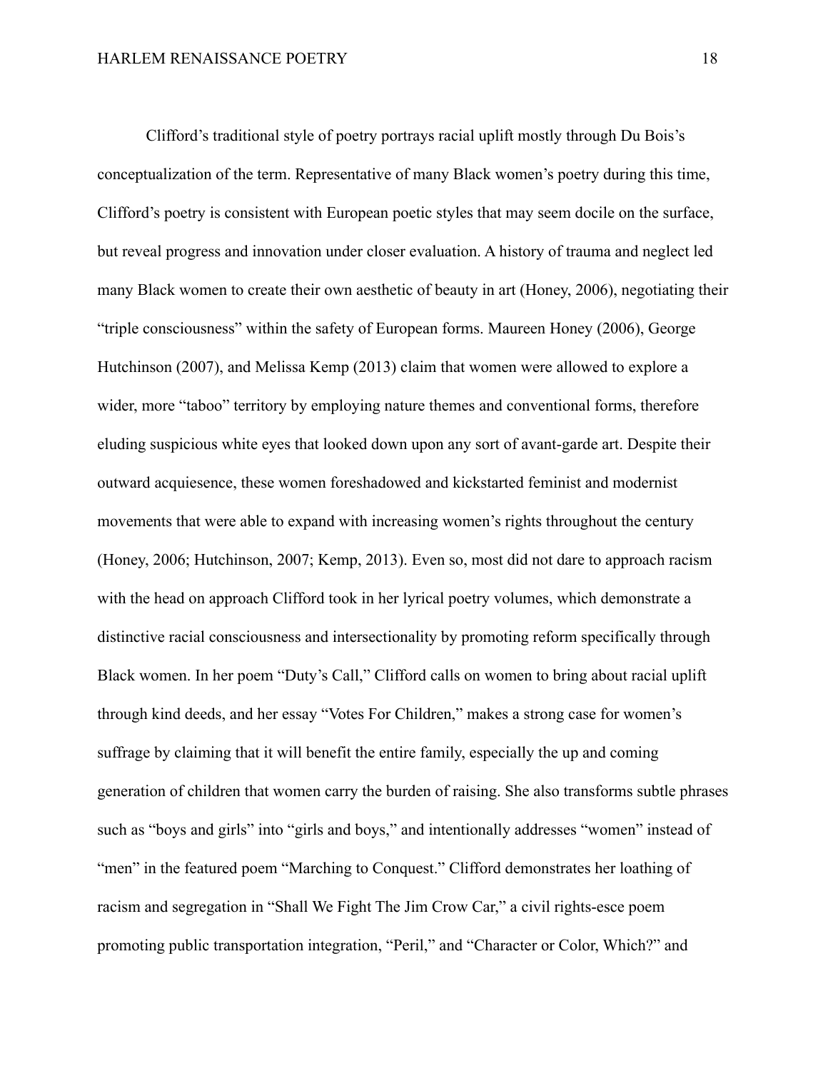Clifford's traditional style of poetry portrays racial uplift mostly through Du Bois's conceptualization of the term. Representative of many Black women's poetry during this time, Clifford's poetry is consistent with European poetic styles that may seem docile on the surface, but reveal progress and innovation under closer evaluation. A history of trauma and neglect led many Black women to create their own aesthetic of beauty in art (Honey, 2006), negotiating their "triple consciousness" within the safety of European forms. Maureen Honey (2006), George Hutchinson (2007), and Melissa Kemp (2013) claim that women were allowed to explore a wider, more "taboo" territory by employing nature themes and conventional forms, therefore eluding suspicious white eyes that looked down upon any sort of avant-garde art. Despite their outward acquiesence, these women foreshadowed and kickstarted feminist and modernist movements that were able to expand with increasing women's rights throughout the century (Honey, 2006; Hutchinson, 2007; Kemp, 2013). Even so, most did not dare to approach racism with the head on approach Clifford took in her lyrical poetry volumes, which demonstrate a distinctive racial consciousness and intersectionality by promoting reform specifically through Black women. In her poem "Duty's Call," Clifford calls on women to bring about racial uplift through kind deeds, and her essay "Votes For Children," makes a strong case for women's suffrage by claiming that it will benefit the entire family, especially the up and coming generation of children that women carry the burden of raising. She also transforms subtle phrases such as "boys and girls" into "girls and boys," and intentionally addresses "women" instead of "men" in the featured poem "Marching to Conquest." Clifford demonstrates her loathing of racism and segregation in "Shall We Fight The Jim Crow Car," a civil rights-esce poem promoting public transportation integration, "Peril," and "Character or Color, Which?" and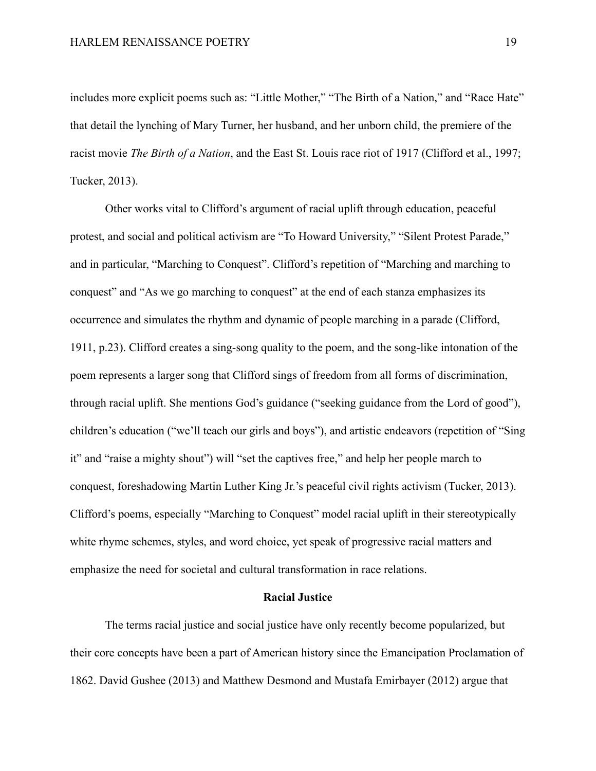includes more explicit poems such as: "Little Mother," "The Birth of a Nation," and "Race Hate" that detail the lynching of Mary Turner, her husband, and her unborn child, the premiere of the racist movie *The Birth of a Nation*, and the East St. Louis race riot of 1917 (Clifford et al., 1997; Tucker, 2013).

Other works vital to Clifford's argument of racial uplift through education, peaceful protest, and social and political activism are "To Howard University," "Silent Protest Parade," and in particular, "Marching to Conquest". Clifford's repetition of "Marching and marching to conquest" and "As we go marching to conquest" at the end of each stanza emphasizes its occurrence and simulates the rhythm and dynamic of people marching in a parade (Clifford, 1911, p.23). Clifford creates a sing-song quality to the poem, and the song-like intonation of the poem represents a larger song that Clifford sings of freedom from all forms of discrimination, through racial uplift. She mentions God's guidance ("seeking guidance from the Lord of good"), children's education ("we'll teach our girls and boys"), and artistic endeavors (repetition of "Sing it" and "raise a mighty shout") will "set the captives free," and help her people march to conquest, foreshadowing Martin Luther King Jr.'s peaceful civil rights activism (Tucker, 2013). Clifford's poems, especially "Marching to Conquest" model racial uplift in their stereotypically white rhyme schemes, styles, and word choice, yet speak of progressive racial matters and emphasize the need for societal and cultural transformation in race relations.

## Racial Justice

The terms racial justice and social justice have only recently become popularized, but their core concepts have been a part of American history since the Emancipation Proclamation of 1862. David Gushee (2013) and Matthew Desmond and Mustafa Emirbayer (2012) argue that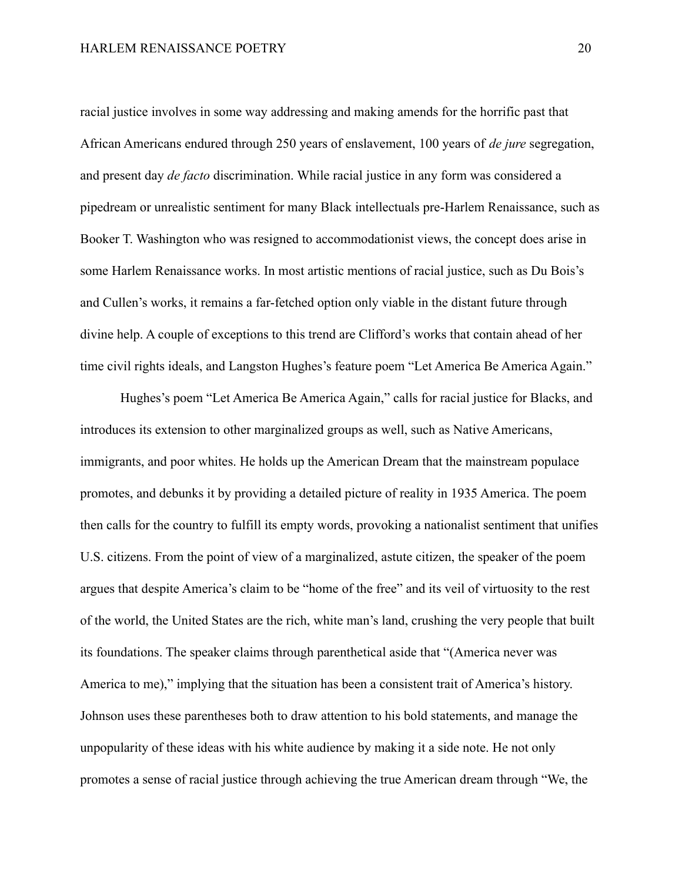racial justice involves in some way addressing and making amends for the horrific past that African Americans endured through 250 years of enslavement, 100 years of *de jure* segregation, and present day *de facto* discrimination. While racial justice in any form was considered a pipedream or unrealistic sentiment for many Black intellectuals pre-Harlem Renaissance, such as Booker T. Washington who was resigned to accommodationist views, the concept does arise in some Harlem Renaissance works. In most artistic mentions of racial justice, such as Du Bois's and Cullen's works, it remains a far-fetched option only viable in the distant future through divine help. A couple of exceptions to this trend are Clifford's works that contain ahead of her time civil rights ideals, and Langston Hughes's feature poem "Let America Be America Again."

Hughes's poem "Let America Be America Again," calls for racial justice for Blacks, and introduces its extension to other marginalized groups as well, such as Native Americans, immigrants, and poor whites. He holds up the American Dream that the mainstream populace promotes, and debunks it by providing a detailed picture of reality in 1935 America. The poem then calls for the country to fulfill its empty words, provoking a nationalist sentiment that unifies U.S. citizens. From the point of view of a marginalized, astute citizen, the speaker of the poem argues that despite America's claim to be "home of the free" and its veil of virtuosity to the rest of the world, the United States are the rich, white man's land, crushing the very people that built its foundations. The speaker claims through parenthetical aside that "(America never was America to me)," implying that the situation has been a consistent trait of America's history. Johnson uses these parentheses both to draw attention to his bold statements, and manage the unpopularity of these ideas with his white audience by making it a side note. He not only promotes a sense of racial justice through achieving the true American dream through "We, the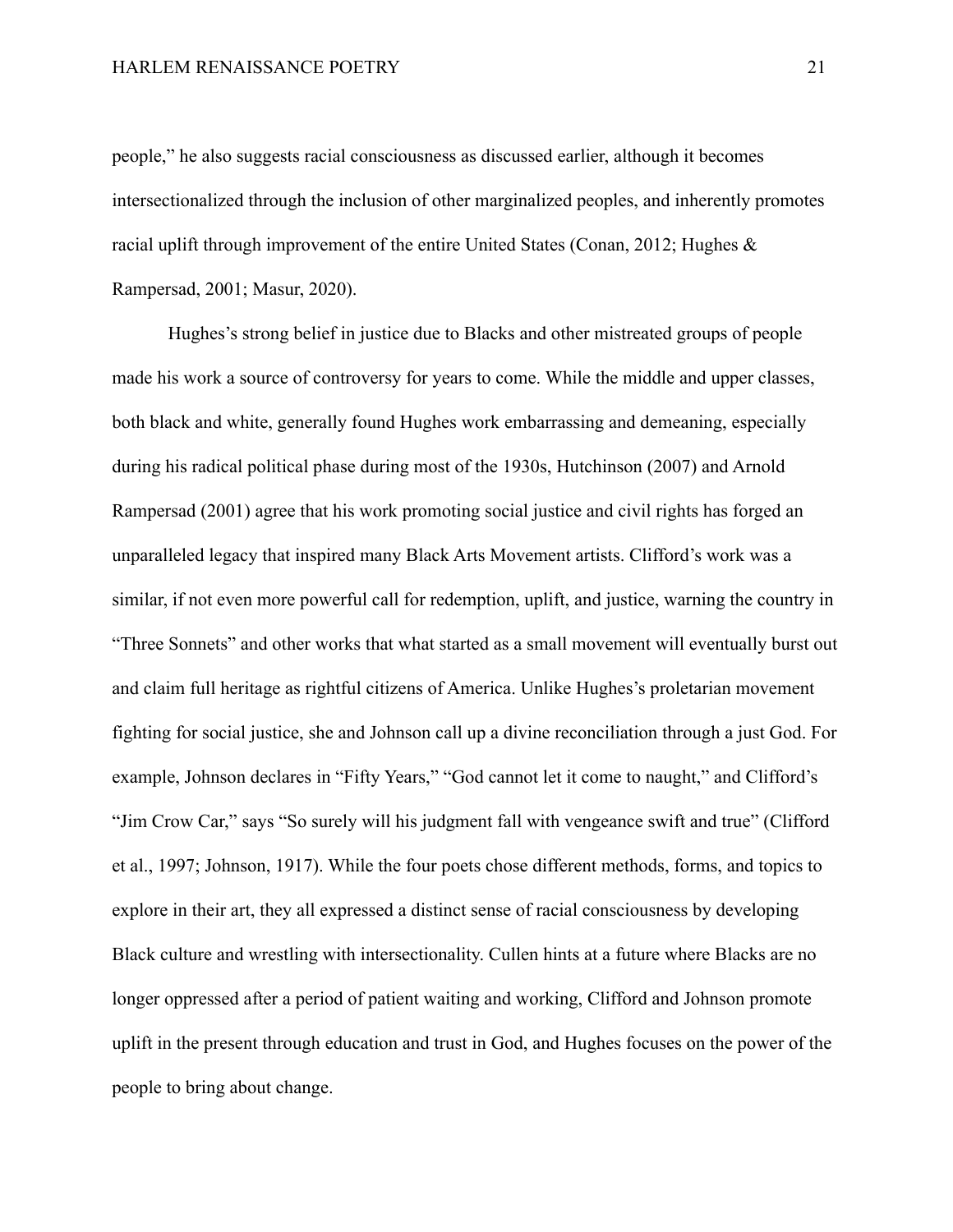people," he also suggests racial consciousness as discussed earlier, although it becomes intersectionalized through the inclusion of other marginalized peoples, and inherently promotes racial uplift through improvement of the entire United States (Conan, 2012; Hughes & Rampersad, 2001; Masur, 2020).

Hughes's strong belief in justice due to Blacks and other mistreated groups of people made his work a source of controversy for years to come. While the middle and upper classes, both black and white, generally found Hughes work embarrassing and demeaning, especially during his radical political phase during most of the 1930s, Hutchinson (2007) and Arnold Rampersad (2001) agree that his work promoting social justice and civil rights has forged an unparalleled legacy that inspired many Black Arts Movement artists. Clifford's work was a similar, if not even more powerful call for redemption, uplift, and justice, warning the country in "Three Sonnets" and other works that what started as a small movement will eventually burst out and claim full heritage as rightful citizens of America. Unlike Hughes's proletarian movement fighting for social justice, she and Johnson call up a divine reconciliation through a just God. For example, Johnson declares in "Fifty Years," "God cannot let it come to naught," and Clifford's "Jim Crow Car," says "So surely will his judgment fall with vengeance swift and true" (Clifford et al., 1997; Johnson, 1917). While the four poets chose different methods, forms, and topics to explore in their art, they all expressed a distinct sense of racial consciousness by developing Black culture and wrestling with intersectionality. Cullen hints at a future where Blacks are no longer oppressed after a period of patient waiting and working, Clifford and Johnson promote uplift in the present through education and trust in God, and Hughes focuses on the power of the people to bring about change.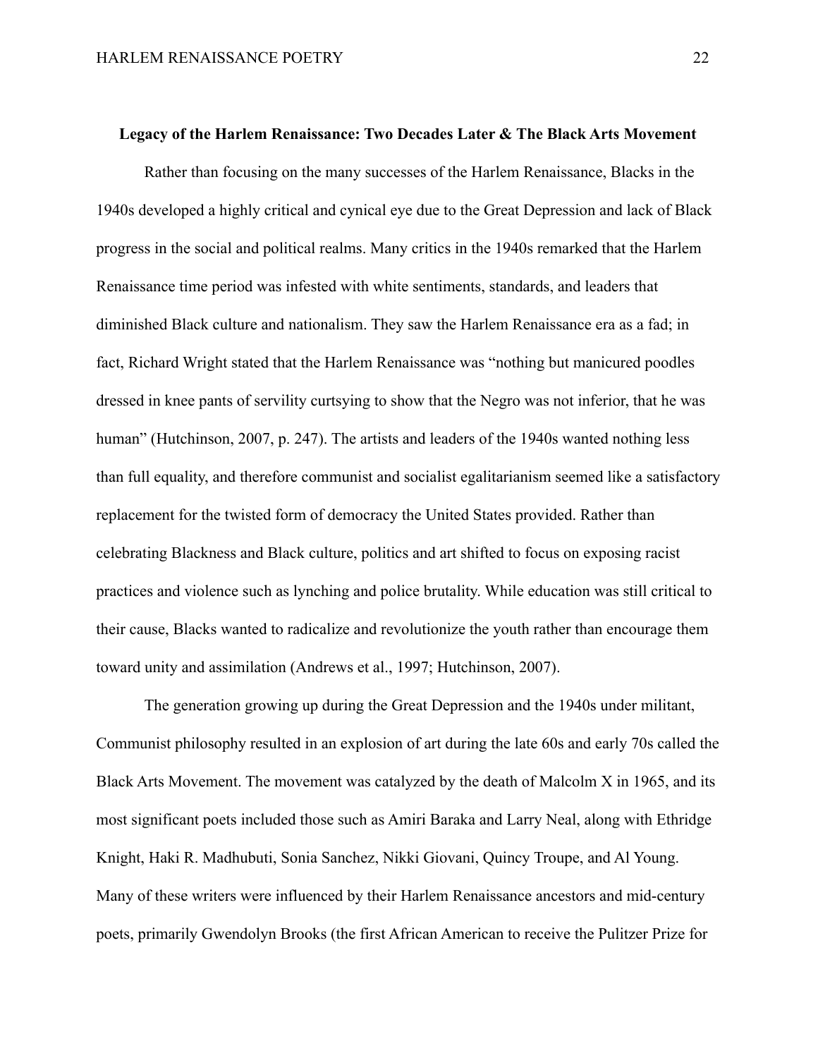**Legacy of the Harlem Renaissance: Two Decades Later & The Black Arts Movement**

Rather than focusing on the many successes of the Harlem Renaissance, Blacks in the 1940s developed a highly critical and cynical eye due to the Great Depression and lack of Black progress in the social and political realms. Many critics in the 1940s remarked that the Harlem Renaissance time period was infested with white sentiments, standards, and leaders that diminished Black culture and nationalism. They saw the Harlem Renaissance era as a fad; in fact, Richard Wright stated that the Harlem Renaissance was "nothing but manicured poodles dressed in knee pants of servility curtsying to show that the Negro was not inferior, that he was human" (Hutchinson, 2007, p. 247). The artists and leaders of the 1940s wanted nothing less than full equality, and therefore communist and socialist egalitarianism seemed like a satisfactory replacement for the twisted form of democracy the United States provided. Rather than celebrating Blackness and Black culture, politics and art shifted to focus on exposing racist practices and violence such as lynching and police brutality. While education was still critical to their cause, Blacks wanted to radicalize and revolutionize the youth rather than encourage them toward unity and assimilation (Andrews et al., 1997; Hutchinson, 2007).

The generation growing up during the Great Depression and the 1940s under militant, Communist philosophy resulted in an explosion of art during the late 60s and early 70s called the Black Arts Movement. The movement was catalyzed by the death of Malcolm X in 1965, and its most significant poets included those such as Amiri Baraka and Larry Neal, along with Ethridge Knight, Haki R. Madhubuti, Sonia Sanchez, Nikki Giovani, Quincy Troupe, and Al Young. Many of these writers were influenced by their Harlem Renaissance ancestors and mid-century poets, primarily Gwendolyn Brooks (the first African American to receive the Pulitzer Prize for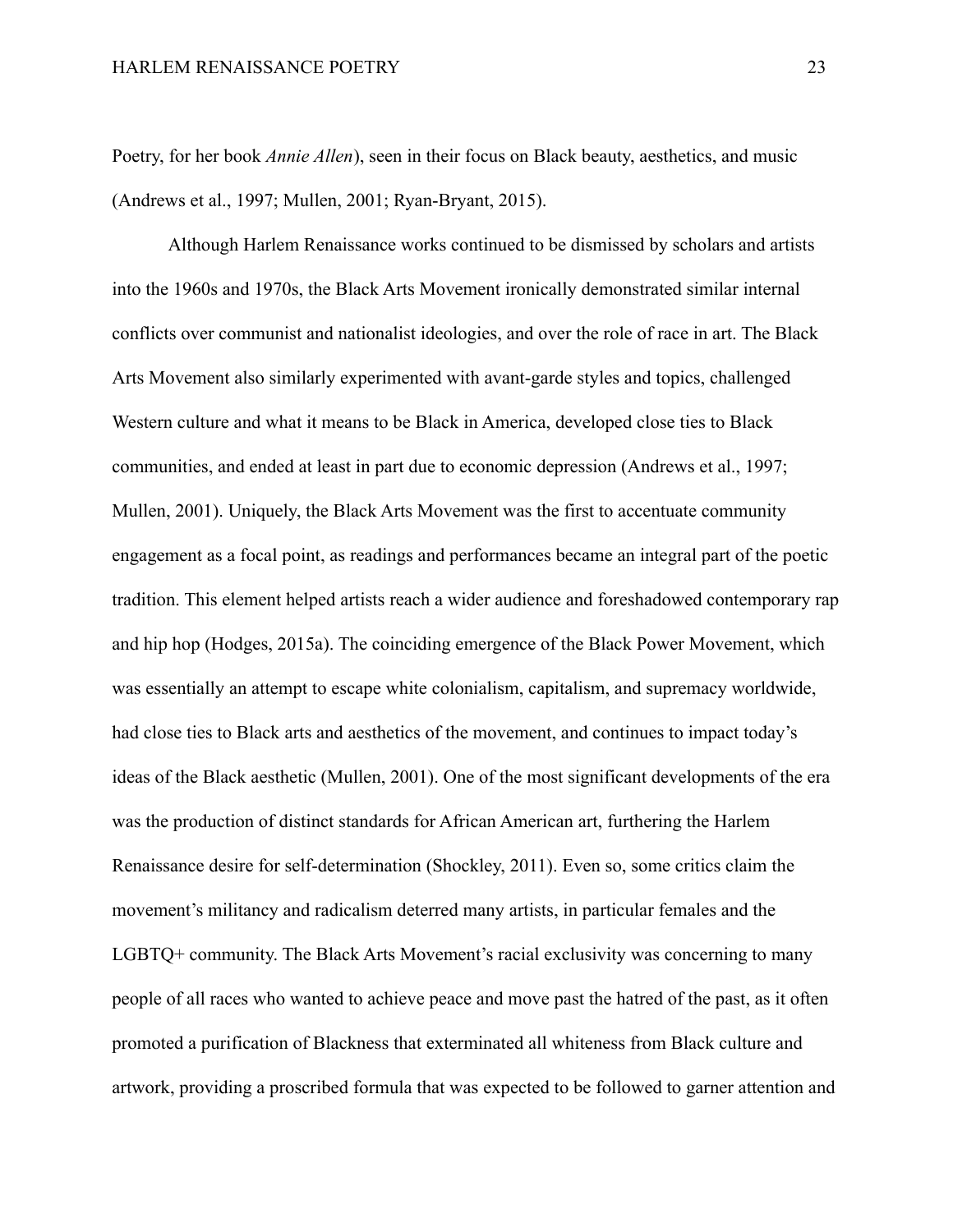Poetry, for her book *Annie Allen*), seen in their focus on Black beauty, aesthetics, and music (Andrews et al., 1997; Mullen, 2001; Ryan-Bryant, 2015).

Although Harlem Renaissance works continued to be dismissed by scholars and artists into the 1960s and 1970s, the Black Arts Movement ironically demonstrated similar internal conflicts over communist and nationalist ideologies, and over the role of race in art. The Black Arts Movement also similarly experimented with avant-garde styles and topics, challenged Western culture and what it means to be Black in America, developed close ties to Black communities, and ended at least in part due to economic depression (Andrews et al., 1997; Mullen, 2001). Uniquely, the Black Arts Movement was the first to accentuate community engagement as a focal point, as readings and performances became an integral part of the poetic tradition. This element helped artists reach a wider audience and foreshadowed contemporary rap and hip hop (Hodges, 2015a). The coinciding emergence of the Black Power Movement, which was essentially an attempt to escape white colonialism, capitalism, and supremacy worldwide, had close ties to Black arts and aesthetics of the movement, and continues to impact today's ideas of the Black aesthetic (Mullen, 2001). One of the most significant developments of the era was the production of distinct standards for African American art, furthering the Harlem Renaissance desire for self-determination (Shockley, 2011). Even so, some critics claim the movement's militancy and radicalism deterred many artists, in particular females and the LGBTQ+ community. The Black Arts Movement's racial exclusivity was concerning to many people of all races who wanted to achieve peace and move past the hatred of the past, as it often promoted a purification of Blackness that exterminated all whiteness from Black culture and artwork, providing a proscribed formula that was expected to be followed to garner attention and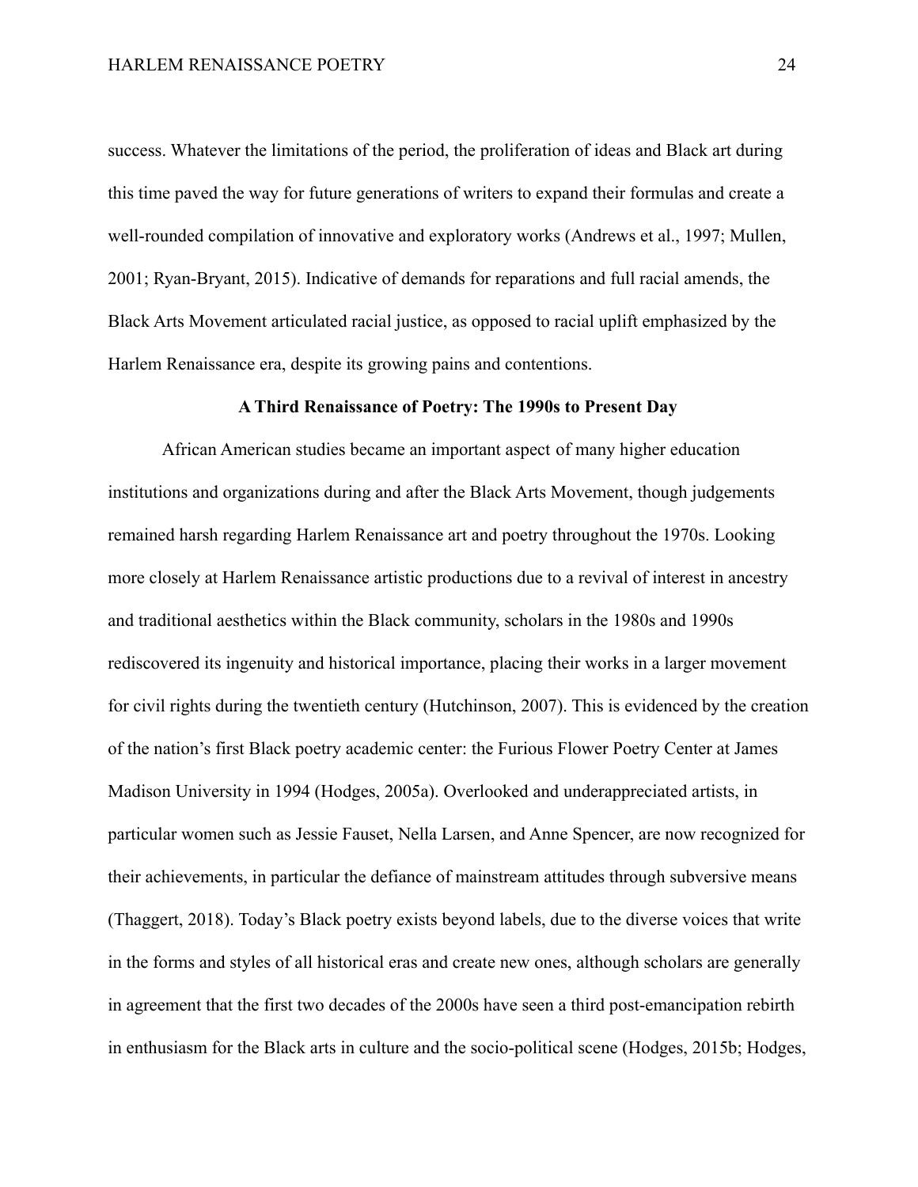success. Whatever the limitations of the period, the proliferation of ideas and Black art during this time paved the way for future generations of writers to expand their formulas and create a well-rounded compilation of innovative and exploratory works (Andrews et al., 1997; Mullen, 2001; Ryan-Bryant, 2015). Indicative of demands for reparations and full racial amends, the Black Arts Movement articulated racial justice, as opposed to racial uplift emphasized by the Harlem Renaissance era, despite its growing pains and contentions.

**A Third Renaissance of Poetry: The 1990s to Present Day**

African American studies became an important aspect of many higher education institutions and organizations during and after the Black Arts Movement, though judgements remained harsh regarding Harlem Renaissance art and poetry throughout the 1970s. Looking more closely at Harlem Renaissance artistic productions due to a revival of interest in ancestry and traditional aesthetics within the Black community, scholars in the 1980s and 1990s rediscovered its ingenuity and historical importance, placing their works in a larger movement for civil rights during the twentieth century (Hutchinson, 2007). This is evidenced by the creation of the nation's first Black poetry academic center: the Furious Flower Poetry Center at James Madison University in 1994 (Hodges, 2005a). Overlooked and underappreciated artists, in particular women such as Jessie Fauset, Nella Larsen, and Anne Spencer, are now recognized for their achievements, in particular the defiance of mainstream attitudes through subversive means (Thaggert, 2018). Today's Black poetry exists beyond labels, due to the diverse voices that write in the forms and styles of all historical eras and create new ones, although scholars are generally in agreement that the first two decades of the 2000s have seen a third post-emancipation rebirth in enthusiasm for the Black arts in culture and the socio-political scene (Hodges, 2015b; Hodges,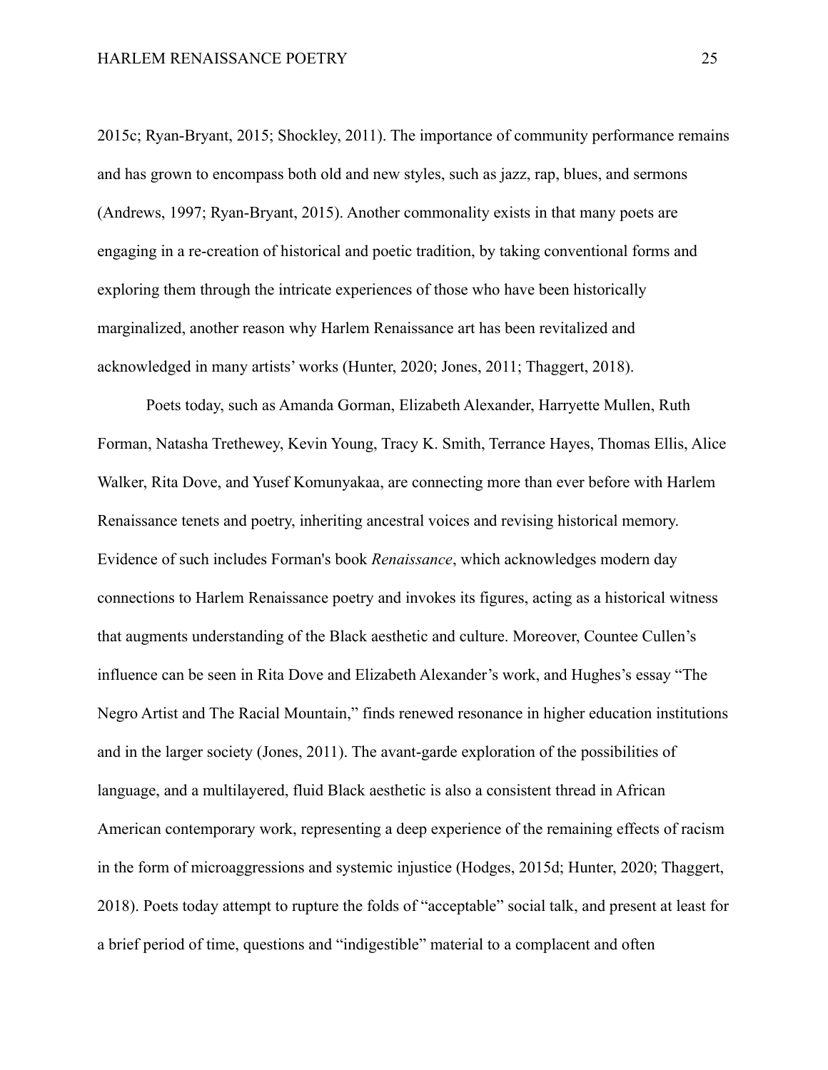2015c; Ryan-Bryant, 2015; Shockley, 2011). The importance of community performance remains and has grown to encompass both old and new styles, such as jazz, rap, blues, and sermons (Andrews, 1997; Ryan-Bryant, 2015). Another commonality exists in that many poets are engaging in a re-creation of historical and poetic tradition, by taking conventional forms and exploring them through the intricate experiences of those who have been historically marginalized, another reason why Harlem Renaissance art has been revitalized and acknowledged in many artists' works (Hunter, 2020; Jones, 2011; Thaggert, 2018).

Poets today, such as Amanda Gorman, Elizabeth Alexander, Harryette Mullen, Ruth Forman, Natasha Trethewey, Kevin Young, Tracy K. Smith, Terrance Hayes, Thomas Ellis, Alice Walker, Rita Dove, and Yusef Komunyakaa, are connecting more than ever before with Harlem Renaissance tenets and poetry, inheriting ancestral voices and revising historical memory. Evidence of such includes Forman's book *Renaissance*, which acknowledges modern day connections to Harlem Renaissance poetry and invokes its figures, acting as a historical witness that augments understanding of the Black aesthetic and culture. Moreover, Countee Cullen's influence can be seen in Rita Dove and Elizabeth Alexander's work, and Hughes's essay "The Negro Artist and The Racial Mountain," finds renewed resonance in higher education institutions and in the larger society (Jones, 2011). The avant-garde exploration of the possibilities of language, and a multilayered, fluid Black aesthetic is also a consistent thread in African American contemporary work, representing a deep experience of the remaining effects of racism in the form of microaggressions and systemic injustice (Hodges, 2015d; Hunter, 2020; Thaggert, 2018). Poets today attempt to rupture the folds of "acceptable" social talk, and present at least for a brief period of time, questions and "indigestible" material to a complacent and often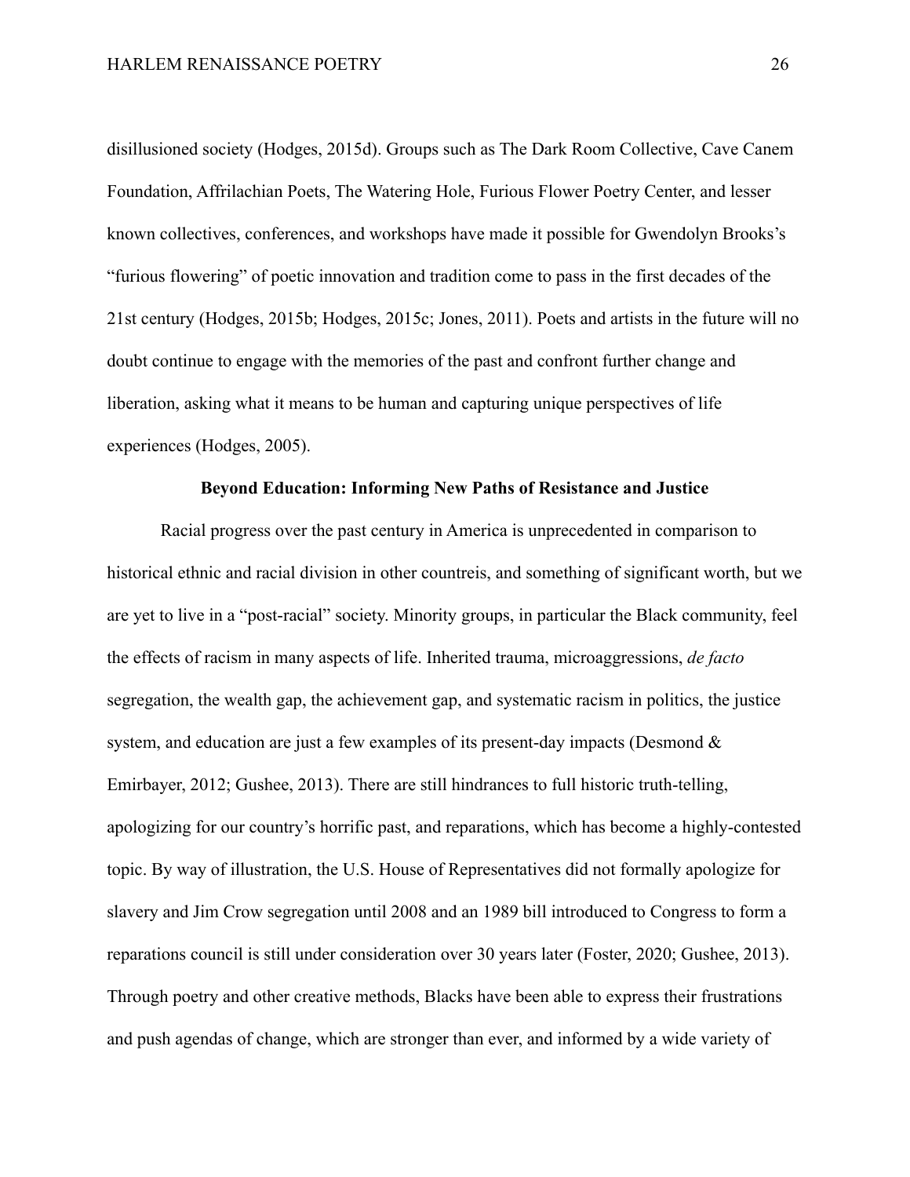disillusioned society (Hodges, 2015d). Groups such as The Dark Room Collective, Cave Canem Foundation, Affrilachian Poets, The Watering Hole, Furious Flower Poetry Center, and lesser known collectives, conferences, and workshops have made it possible for Gwendolyn Brooks's "furious flowering" of poetic innovation and tradition come to pass in the first decades of the 21st century (Hodges, 2015b; Hodges, 2015c; Jones, 2011). Poets and artists in the future will no doubt continue to engage with the memories of the past and confront further change and liberation, asking what it means to be human and capturing unique perspectives of life experiences (Hodges, 2005).

## Beyond Education: Informing New Paths of Resistance and Justice

Racial progress over the past century in America is unprecedented in comparison to historical ethnic and racial division in other countreis, and something of significant worth, but we are yet to live in a "post-racial" society. Minority groups, in particular the Black community, feel the effects of racism in many aspects of life. Inherited trauma, microaggressions, *de facto* segregation, the wealth gap, the achievement gap, and systematic racism in politics, the justice system, and education are just a few examples of its present-day impacts (Desmond & Emirbayer, 2012; Gushee, 2013). There are still hindrances to full historic truth-telling, apologizing for our country's horrific past, and reparations, which has become a highly-contested topic. By way of illustration, the U.S. House of Representatives did not formally apologize for slavery and Jim Crow segregation until 2008 and an 1989 bill introduced to Congress to form a reparations council is still under consideration over 30 years later (Foster, 2020; Gushee, 2013). Through poetry and other creative methods, Blacks have been able to express their frustrations and push agendas of change, which are stronger than ever, and informed by a wide variety of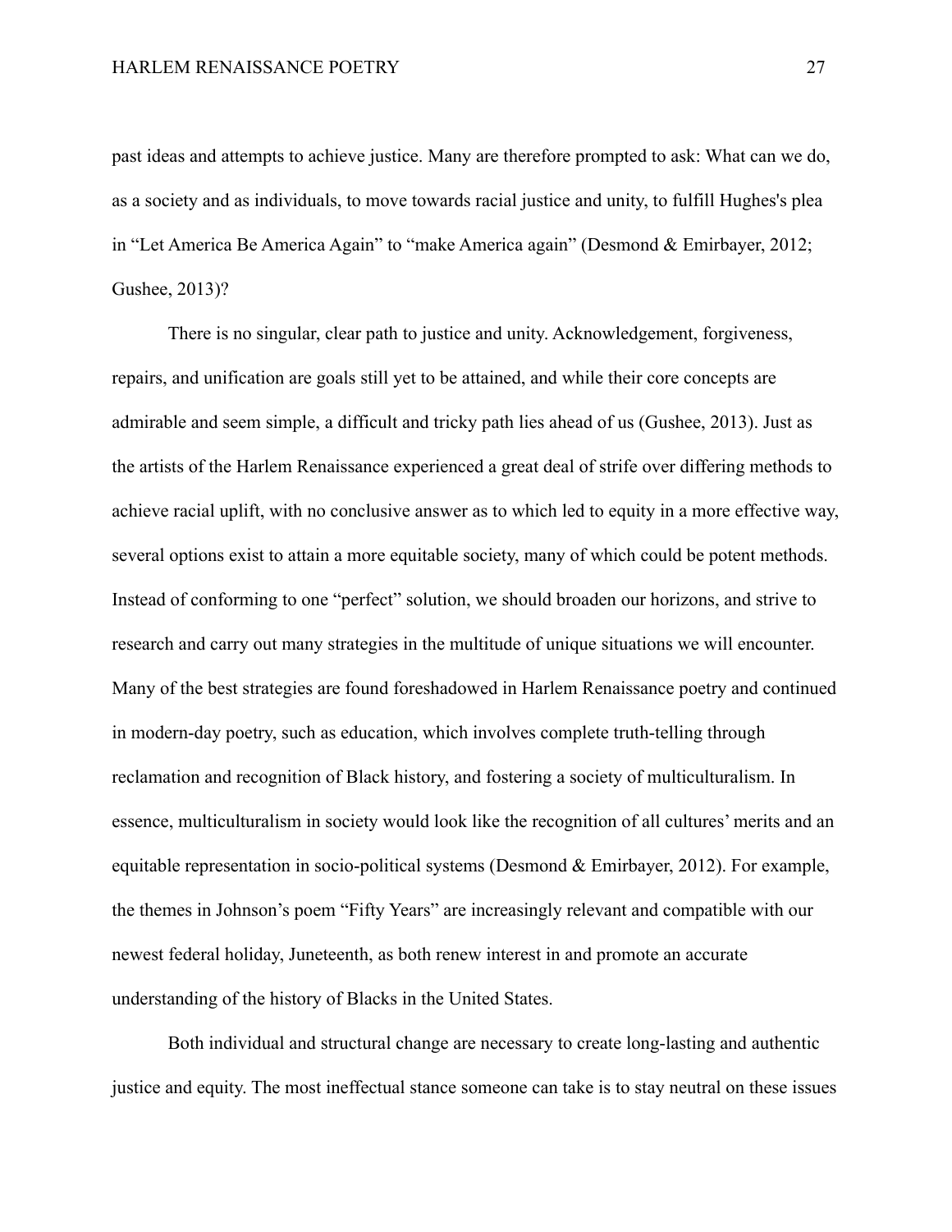past ideas and attempts to achieve justice. Many are therefore prompted to ask: What can we do, as a society and as individuals, to move towards racial justice and unity, to fulfill Hughes's plea in “Let America Be America Again” to “make America again” (Desmond & Emirbayer, 2012; Gushee, 2013)?

There is no singular, clear path to justice and unity. Acknowledgement, forgiveness, repairs, and unification are goals still yet to be attained, and while their core concepts are admirable and seem simple, a difficult and tricky path lies ahead of us (Gushee, 2013). Just as the artists of the Harlem Renaissance experienced a great deal of strife over differing methods to achieve racial uplift, with no conclusive answer as to which led to equity in a more effective way, several options exist to attain a more equitable society, many of which could be potent methods. Instead of conforming to one “perfect” solution, we should broaden our horizons, and strive to research and carry out many strategies in the multitude of unique situations we will encounter. Many of the best strategies are found foreshadowed in Harlem Renaissance poetry and continued in modern-day poetry, such as education, which involves complete truth-telling through reclamation and recognition of Black history, and fostering a society of multiculturalism. In essence, multiculturalism in society would look like the recognition of all cultures’ merits and an equitable representation in socio-political systems (Desmond & Emirbayer, 2012). For example, the themes in Johnson’s poem “Fifty Years” are increasingly relevant and compatible with our newest federal holiday, Juneteenth, as both renew interest in and promote an accurate understanding of the history of Blacks in the United States.

Both individual and structural change are necessary to create long-lasting and authentic justice and equity. The most ineffectual stance someone can take is to stay neutral on these issues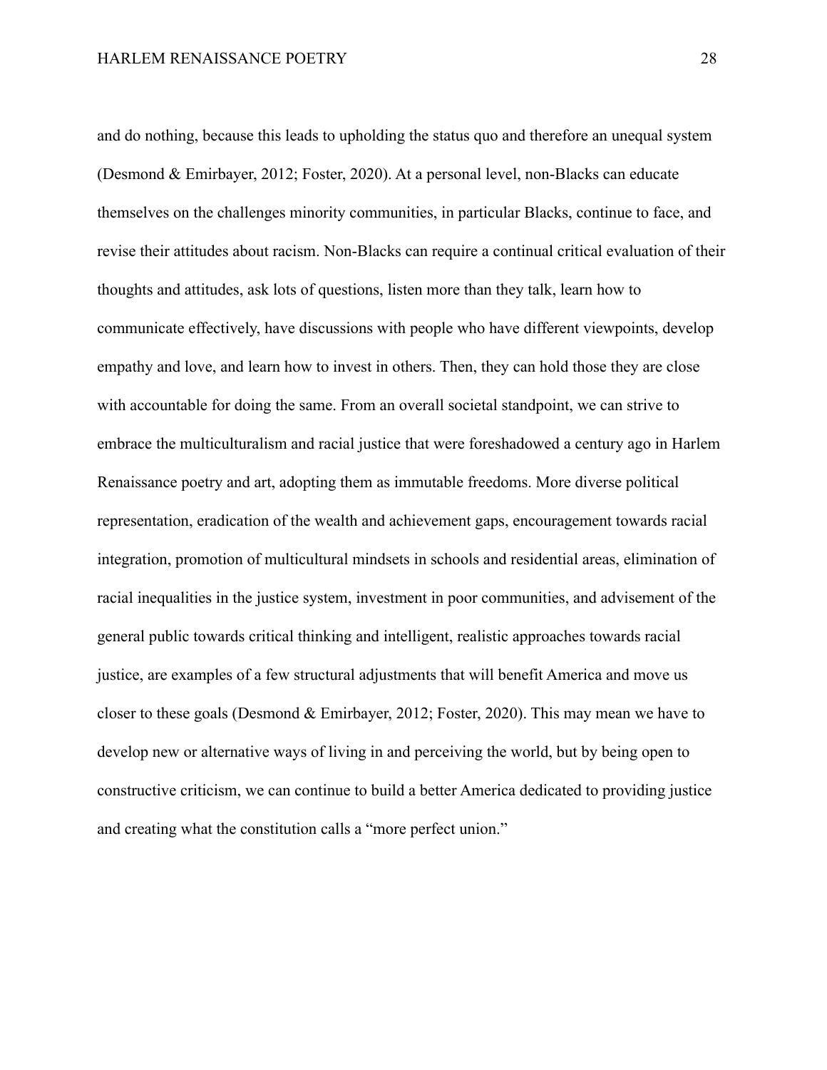and do nothing, because this leads to upholding the status quo and therefore an unequal system (Desmond & Emirbayer, 2012; Foster, 2020). At a personal level, non-Blacks can educate themselves on the challenges minority communities, in particular Blacks, continue to face, and revise their attitudes about racism. Non-Blacks can require a continual critical evaluation of their thoughts and attitudes, ask lots of questions, listen more than they talk, learn how to communicate effectively, have discussions with people who have different viewpoints, develop empathy and love, and learn how to invest in others. Then, they can hold those they are close with accountable for doing the same. From an overall societal standpoint, we can strive to embrace the multiculturalism and racial justice that were foreshadowed a century ago in Harlem Renaissance poetry and art, adopting them as immutable freedoms. More diverse political representation, eradication of the wealth and achievement gaps, encouragement towards racial integration, promotion of multicultural mindsets in schools and residential areas, elimination of racial inequalities in the justice system, investment in poor communities, and advisement of the general public towards critical thinking and intelligent, realistic approaches towards racial justice, are examples of a few structural adjustments that will benefit America and move us closer to these goals (Desmond & Emirbayer, 2012; Foster, 2020). This may mean we have to develop new or alternative ways of living in and perceiving the world, but by being open to constructive criticism, we can continue to build a better America dedicated to providing justice and creating what the constitution calls a "more perfect union."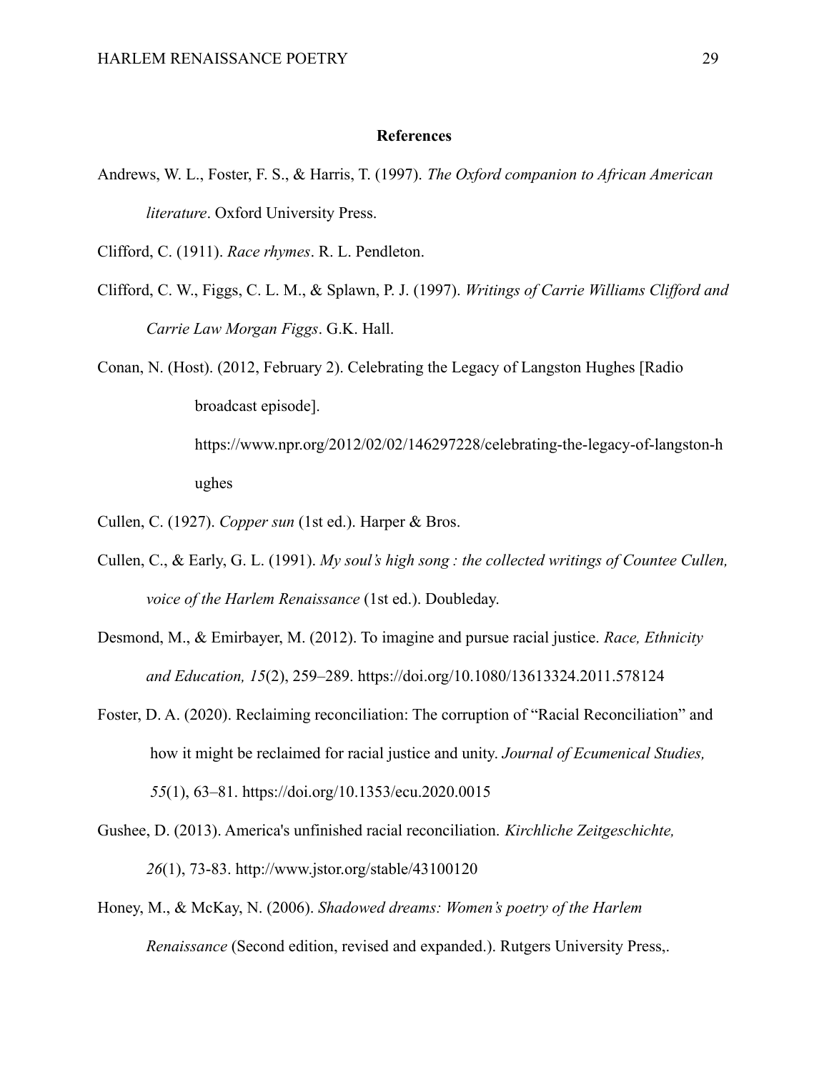# References

Andrews, W. L., Foster, F. S., & Harris, T. (1997). *The Oxford companion to African American literature*. Oxford University Press.

Clifford, C. (1911). *Race rhymes*. R. L. Pendleton.

Clifford, C. W., Figgs, C. L. M., & Splawn, P. J. (1997). *Writings of Carrie Williams Clifford and Carrie Law Morgan Figgs*. G.K. Hall.

Conan, N. (Host). (2012, February 2). Celebrating the Legacy of Langston Hughes [Radio broadcast episode]. https://www.npr.org/2012/02/02/146297228/celebrating-the-legacy-of-langston-hughes

Cullen, C. (1927). *Copper sun* (1st ed.). Harper & Bros.

Cullen, C., & Early, G. L. (1991). *My soul's high song : the collected writings of Countee Cullen, voice of the Harlem Renaissance* (1st ed.). Doubleday.

Desmond, M., & Emirbayer, M. (2012). To imagine and pursue racial justice. *Race, Ethnicity and Education, 15*(2), 259–289. https://doi.org/10.1080/13613324.2011.578124

Foster, D. A. (2020). Reclaiming reconciliation: The corruption of "Racial Reconciliation" and how it might be reclaimed for racial justice and unity. *Journal of Ecumenical Studies, 55*(1), 63–81. https://doi.org/10.1353/ecu.2020.0015

Gushee, D. (2013). America's unfinished racial reconciliation. *Kirchliche Zeitgeschichte, 26*(1), 73-83. http://www.jstor.org/stable/43100120

Honey, M., & McKay, N. (2006). *Shadowed dreams: Women's poetry of the Harlem Renaissance* (Second edition, revised and expanded.). Rutgers University Press,.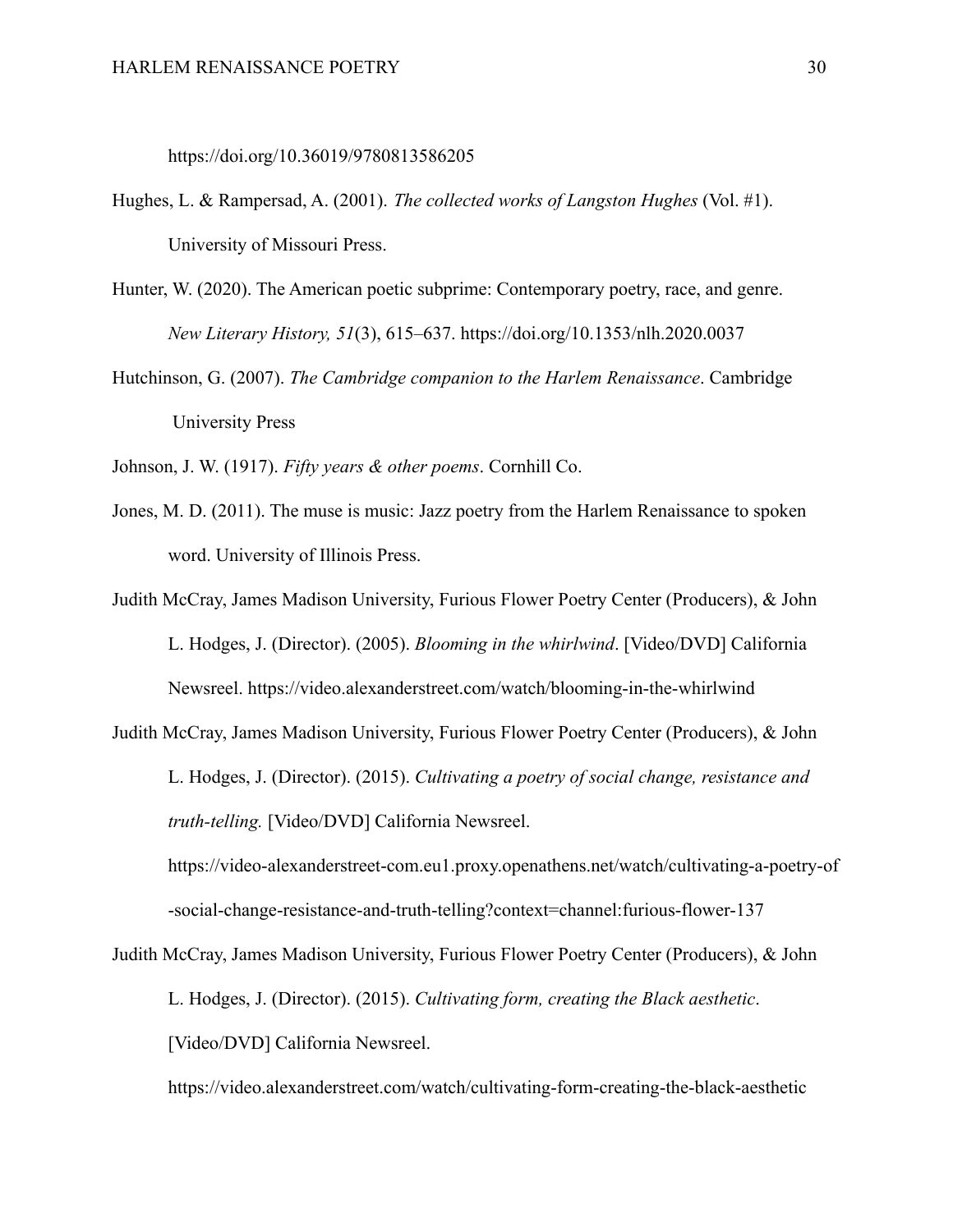https://doi.org/10.36019/9780813586205

Hughes, L. & Rampersad, A. (2001). *The collected works of Langston Hughes* (Vol. #1). University of Missouri Press.

Hunter, W. (2020). The American poetic subprime: Contemporary poetry, race, and genre. *New Literary History, 51*(3), 615–637. https://doi.org/10.1353/nlh.2020.0037

Hutchinson, G. (2007). *The Cambridge companion to the Harlem Renaissance*. Cambridge University Press

Johnson, J. W. (1917). *Fifty years & other poems*. Cornhill Co.

Jones, M. D. (2011). The muse is music: Jazz poetry from the Harlem Renaissance to spoken word. University of Illinois Press.

Judith McCray, James Madison University, Furious Flower Poetry Center (Producers), & John L. Hodges, J. (Director). (2005). *Blooming in the whirlwind*. [Video/DVD] California Newsreel. https://video.alexanderstreet.com/watch/blooming-in-the-whirlwind

Judith McCray, James Madison University, Furious Flower Poetry Center (Producers), & John L. Hodges, J. (Director). (2015). *Cultivating a poetry of social change, resistance and truth-telling.* [Video/DVD] California Newsreel. https://video-alexanderstreet-com.eu1.proxy.openathens.net/watch/cultivating-a-poetry-of-social-change-resistance-and-truth-telling?context=channel:furious-flower-137

Judith McCray, James Madison University, Furious Flower Poetry Center (Producers), & John L. Hodges, J. (Director). (2015). *Cultivating form, creating the Black aesthetic*. [Video/DVD] California Newsreel. https://video.alexanderstreet.com/watch/cultivating-form-creating-the-black-aesthetic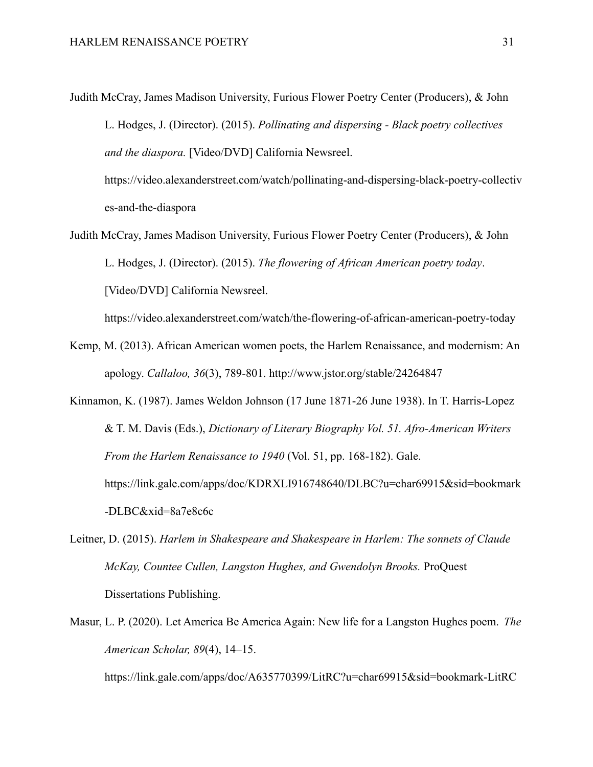Judith McCray, James Madison University, Furious Flower Poetry Center (Producers), & John L. Hodges, J. (Director). (2015). *Pollinating and dispersing - Black poetry collectives and the diaspora.* [Video/DVD] California Newsreel. https://video.alexanderstreet.com/watch/pollinating-and-dispersing-black-poetry-collectives-and-the-diaspora

Judith McCray, James Madison University, Furious Flower Poetry Center (Producers), & John L. Hodges, J. (Director). (2015). *The flowering of African American poetry today*. [Video/DVD] California Newsreel. https://video.alexanderstreet.com/watch/the-flowering-of-african-american-poetry-today

Kemp, M. (2013). African American women poets, the Harlem Renaissance, and modernism: An apology. *Callaloo, 36*(3), 789-801. http://www.jstor.org/stable/24264847

Kinnamon, K. (1987). James Weldon Johnson (17 June 1871-26 June 1938). In T. Harris-Lopez & T. M. Davis (Eds.), *Dictionary of Literary Biography Vol. 51. Afro-American Writers From the Harlem Renaissance to 1940* (Vol. 51, pp. 168-182). Gale. https://link.gale.com/apps/doc/KDRXLI916748640/DLBC?u=char69915&sid=bookmark-DLBC&xid=8a7e8c6c

Leitner, D. (2015). *Harlem in Shakespeare and Shakespeare in Harlem: The sonnets of Claude McKay, Countee Cullen, Langston Hughes, and Gwendolyn Brooks.* ProQuest Dissertations Publishing.

Masur, L. P. (2020). Let America Be America Again: New life for a Langston Hughes poem. *The American Scholar, 89*(4), 14–15. https://link.gale.com/apps/doc/A635770399/LitRC?u=char69915&sid=bookmark-LitRC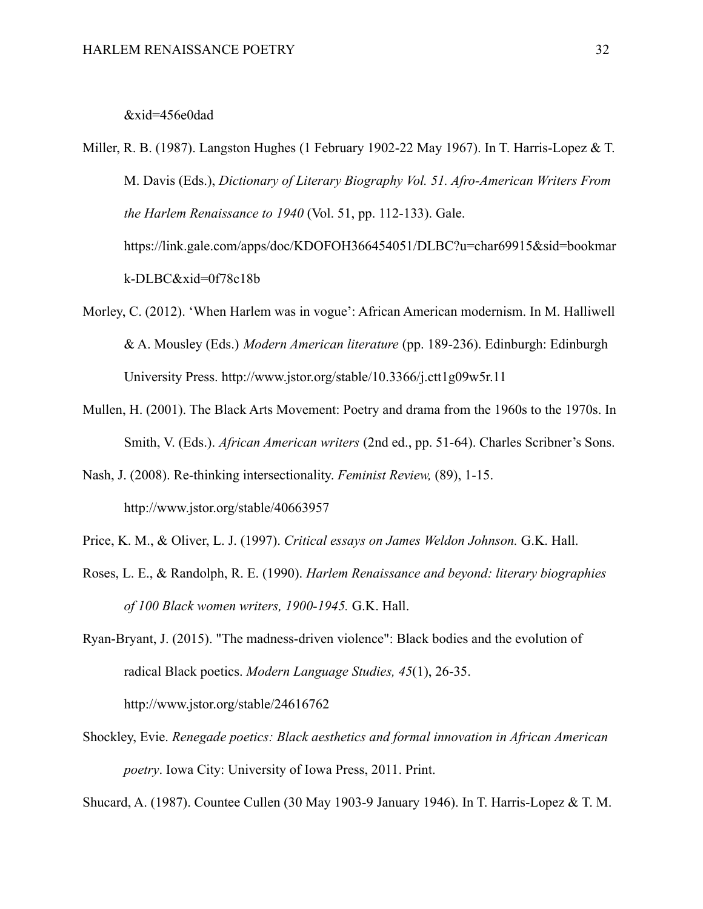&xid=456e0dad

Miller, R. B. (1987). Langston Hughes (1 February 1902-22 May 1967). In T. Harris-Lopez & T. M. Davis (Eds.), *Dictionary of Literary Biography Vol. 51. Afro-American Writers From the Harlem Renaissance to 1940* (Vol. 51, pp. 112-133). Gale. https://link.gale.com/apps/doc/KDOFOH366454051/DLBC?u=char69915&sid=bookmark-DLBC&xid=0f78c18b

Morley, C. (2012). 'When Harlem was in vogue': African American modernism. In M. Halliwell & A. Mousley (Eds.) *Modern American literature* (pp. 189-236). Edinburgh: Edinburgh University Press. http://www.jstor.org/stable/10.3366/j.ctt1g09w5r.11

Mullen, H. (2001). The Black Arts Movement: Poetry and drama from the 1960s to the 1970s. In Smith, V. (Eds.). *African American writers* (2nd ed., pp. 51-64). Charles Scribner's Sons.

Nash, J. (2008). Re-thinking intersectionality. *Feminist Review,* (89), 1-15. http://www.jstor.org/stable/40663957

Price, K. M., & Oliver, L. J. (1997). *Critical essays on James Weldon Johnson.* G.K. Hall.

Roses, L. E., & Randolph, R. E. (1990). *Harlem Renaissance and beyond: literary biographies of 100 Black women writers, 1900-1945.* G.K. Hall.

Ryan-Bryant, J. (2015). "The madness-driven violence": Black bodies and the evolution of radical Black poetics. *Modern Language Studies, 45*(1), 26-35. http://www.jstor.org/stable/24616762

Shockley, Evie. *Renegade poetics: Black aesthetics and formal innovation in African American poetry*. Iowa City: University of Iowa Press, 2011. Print.

Shucard, A. (1987). Countee Cullen (30 May 1903-9 January 1946). In T. Harris-Lopez & T. M.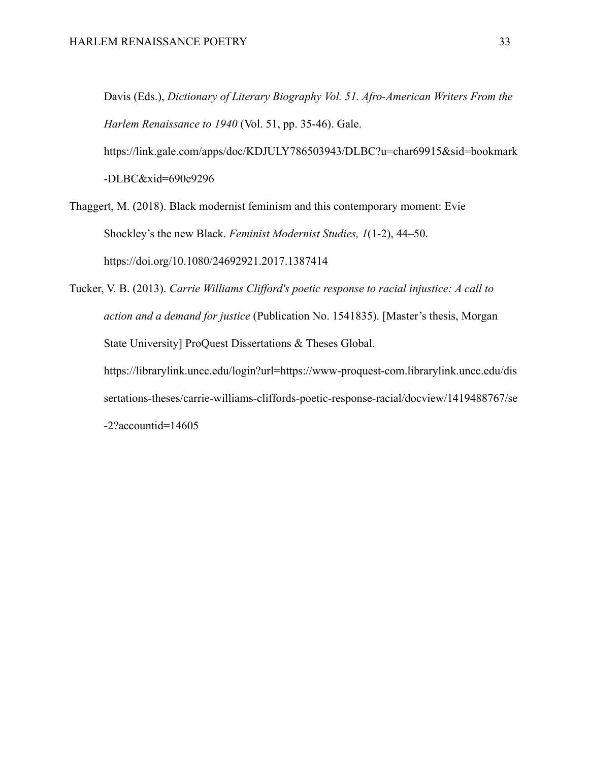Davis (Eds.), *Dictionary of Literary Biography Vol. 51. Afro-American Writers From the Harlem Renaissance to 1940* (Vol. 51, pp. 35-46). Gale. https://link.gale.com/apps/doc/KDJULY786503943/DLBC?u=char69915&sid=bookmark-DLBC&xid=690e9296

Thaggert, M. (2018). Black modernist feminism and this contemporary moment: Evie Shockley's the new Black. *Feminist Modernist Studies, 1*(1-2), 44–50. https://doi.org/10.1080/24692921.2017.1387414

Tucker, V. B. (2013). *Carrie Williams Clifford's poetic response to racial injustice: A call to action and a demand for justice* (Publication No. 1541835). [Master's thesis, Morgan State University] ProQuest Dissertations & Theses Global. https://librarylink.uncc.edu/login?url=https://www-proquest-com.librarylink.uncc.edu/dissertations-theses/carrie-williams-cliffords-poetic-response-racial/docview/1419488767/se-2?accountid=14605